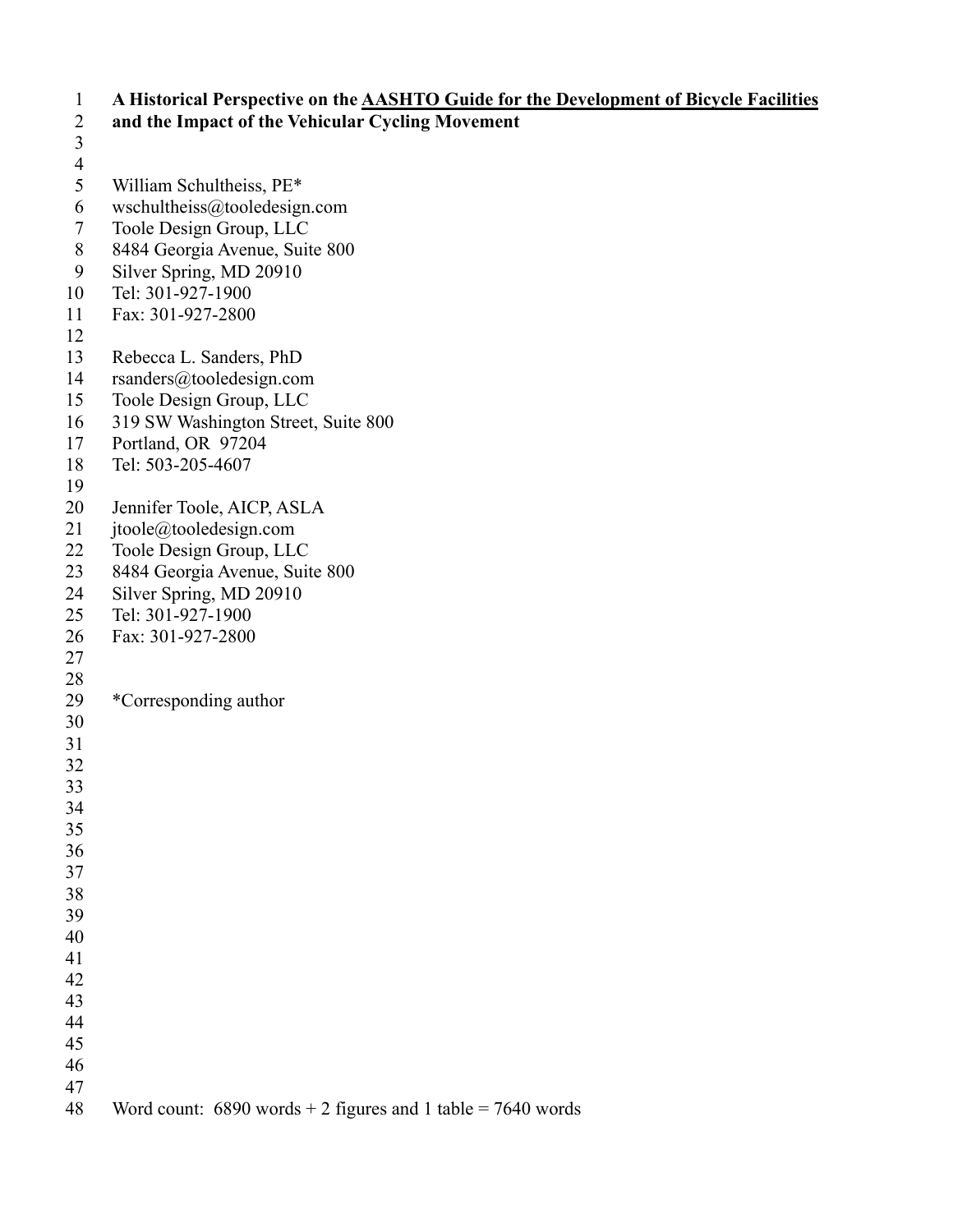# A Historical Perspective on the AASHTO Guide for the Development of Bicycle Facilities and the Impact of the Vehicular Cycling Movement

William Schultheiss, PE*
wschultheiss@tooledesign.com
Toole Design Group, LLC
8484 Georgia Avenue, Suite 800
Silver Spring, MD 20910
Tel: 301-927-1900
Fax: 301-927-2800

Rebecca L. Sanders, PhD
rsanders@tooledesign.com
Toole Design Group, LLC
319 SW Washington Street, Suite 800
Portland, OR 97204
Tel: 503-205-4607

Jennifer Toole, AICP, ASLA
jtoole@tooledesign.com
Toole Design Group, LLC
8484 Georgia Avenue, Suite 800
Silver Spring, MD 20910
Tel: 301-927-1900
Fax: 301-927-2800

*Corresponding author

Word count: 6890 words + 2 figures and 1 table = 7640 words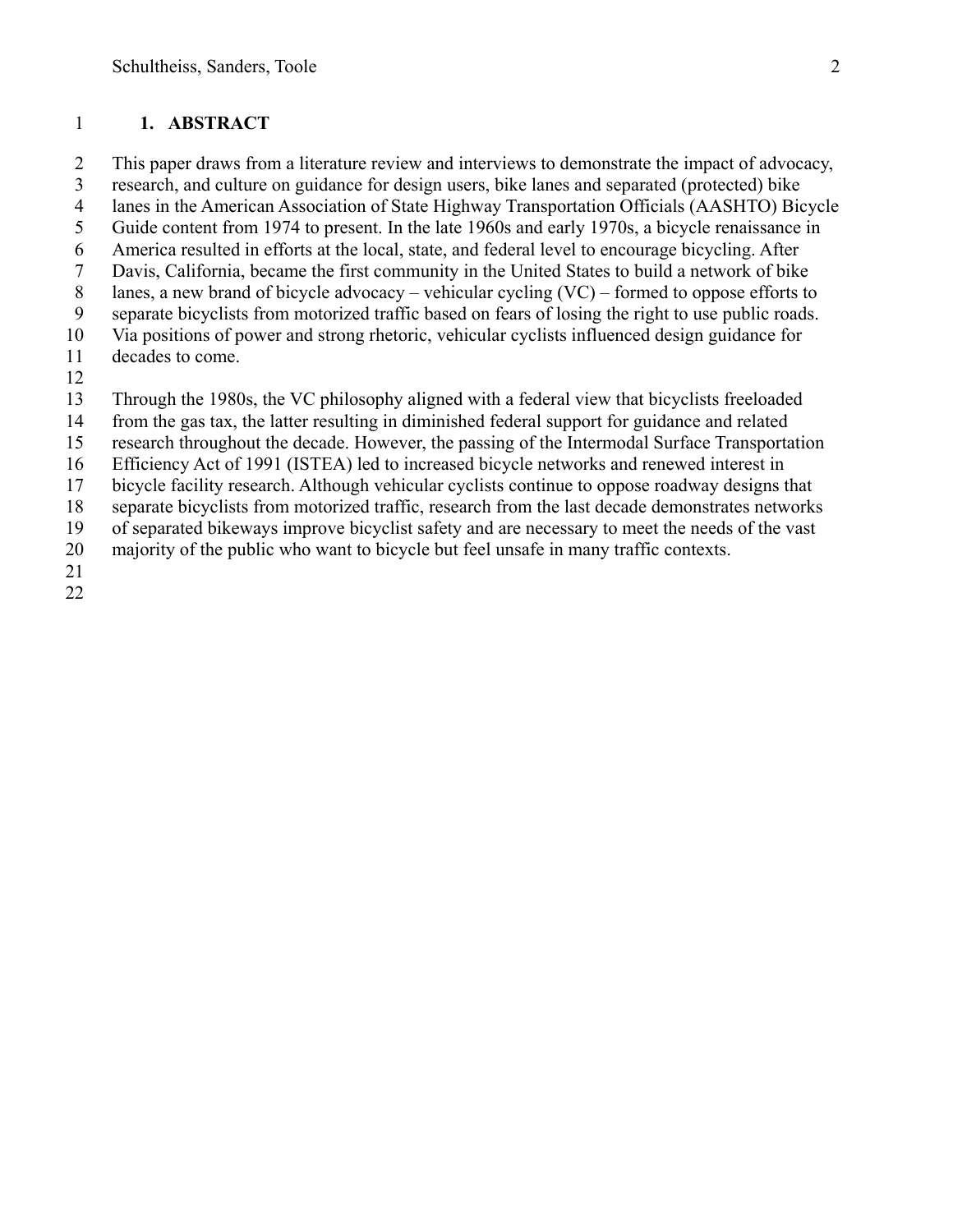# 1. ABSTRACT

This paper draws from a literature review and interviews to demonstrate the impact of advocacy, research, and culture on guidance for design users, bike lanes and separated (protected) bike lanes in the American Association of State Highway Transportation Officials (AASHTO) Bicycle Guide content from 1974 to present. In the late 1960s and early 1970s, a bicycle renaissance in America resulted in efforts at the local, state, and federal level to encourage bicycling. After Davis, California, became the first community in the United States to build a network of bike lanes, a new brand of bicycle advocacy – vehicular cycling (VC) – formed to oppose efforts to separate bicyclists from motorized traffic based on fears of losing the right to use public roads. Via positions of power and strong rhetoric, vehicular cyclists influenced design guidance for decades to come.

Through the 1980s, the VC philosophy aligned with a federal view that bicyclists freeloaded from the gas tax, the latter resulting in diminished federal support for guidance and related research throughout the decade. However, the passing of the Intermodal Surface Transportation Efficiency Act of 1991 (ISTEA) led to increased bicycle networks and renewed interest in bicycle facility research. Although vehicular cyclists continue to oppose roadway designs that separate bicyclists from motorized traffic, research from the last decade demonstrates networks of separated bikeways improve bicyclist safety and are necessary to meet the needs of the vast majority of the public who want to bicycle but feel unsafe in many traffic contexts.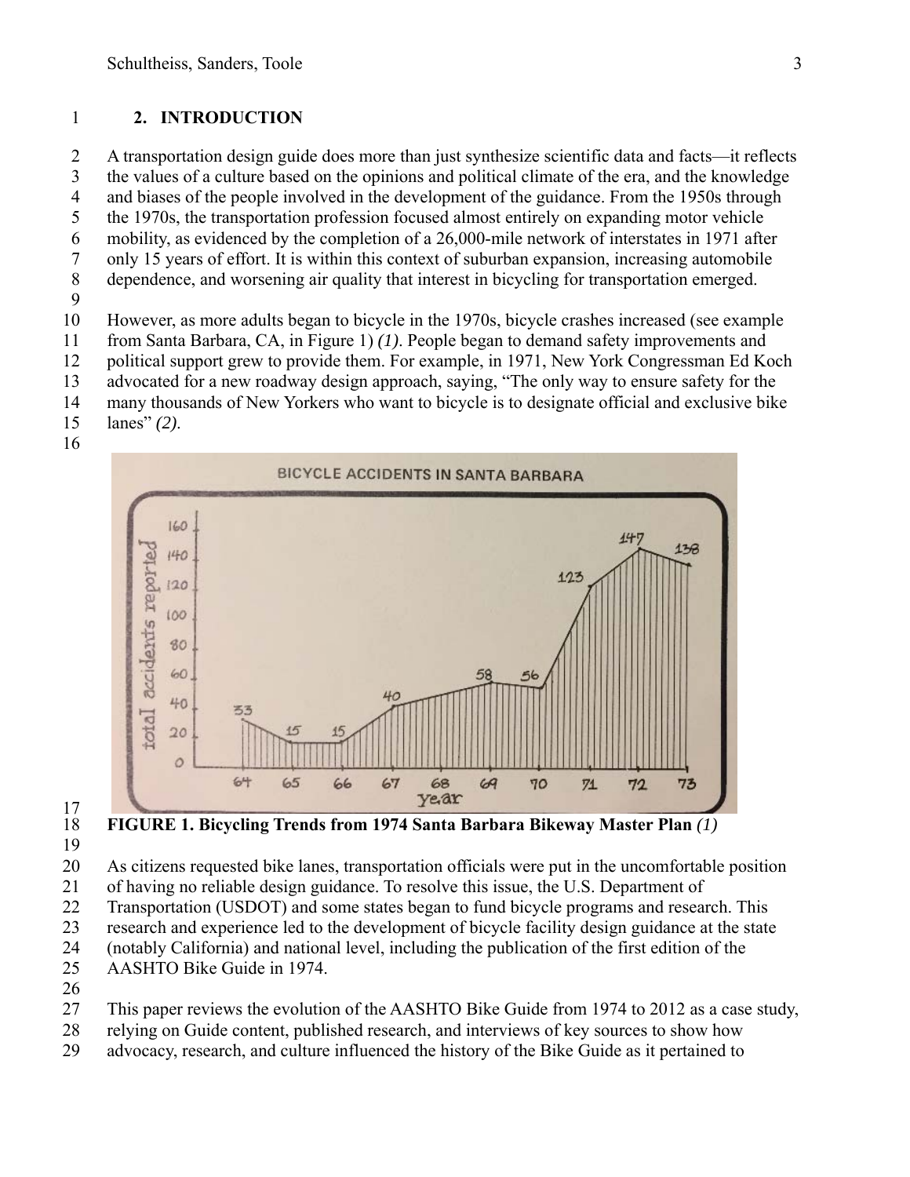## 2. INTRODUCTION

A transportation design guide does more than just synthesize scientific data and facts—it reflects the values of a culture based on the opinions and political climate of the era, and the knowledge and biases of the people involved in the development of the guidance. From the 1950s through the 1970s, the transportation profession focused almost entirely on expanding motor vehicle mobility, as evidenced by the completion of a 26,000-mile network of interstates in 1971 after only 15 years of effort. It is within this context of suburban expansion, increasing automobile dependence, and worsening air quality that interest in bicycling for transportation emerged.

However, as more adults began to bicycle in the 1970s, bicycle crashes increased (see example from Santa Barbara, CA, in Figure 1) *(1)*. People began to demand safety improvements and political support grew to provide them. For example, in 1971, New York Congressman Ed Koch advocated for a new roadway design approach, saying, "The only way to ensure safety for the many thousands of New Yorkers who want to bicycle is to designate official and exclusive bike lanes" *(2)*.

**FIGURE 1. Bicycling Trends from 1974 Santa Barbara Bikeway Master Plan** *(1)*

As citizens requested bike lanes, transportation officials were put in the uncomfortable position of having no reliable design guidance. To resolve this issue, the U.S. Department of Transportation (USDOT) and some states began to fund bicycle programs and research. This research and experience led to the development of bicycle facility design guidance at the state (notably California) and national level, including the publication of the first edition of the AASHTO Bike Guide in 1974.

This paper reviews the evolution of the AASHTO Bike Guide from 1974 to 2012 as a case study, relying on Guide content, published research, and interviews of key sources to show how advocacy, research, and culture influenced the history of the Bike Guide as it pertained to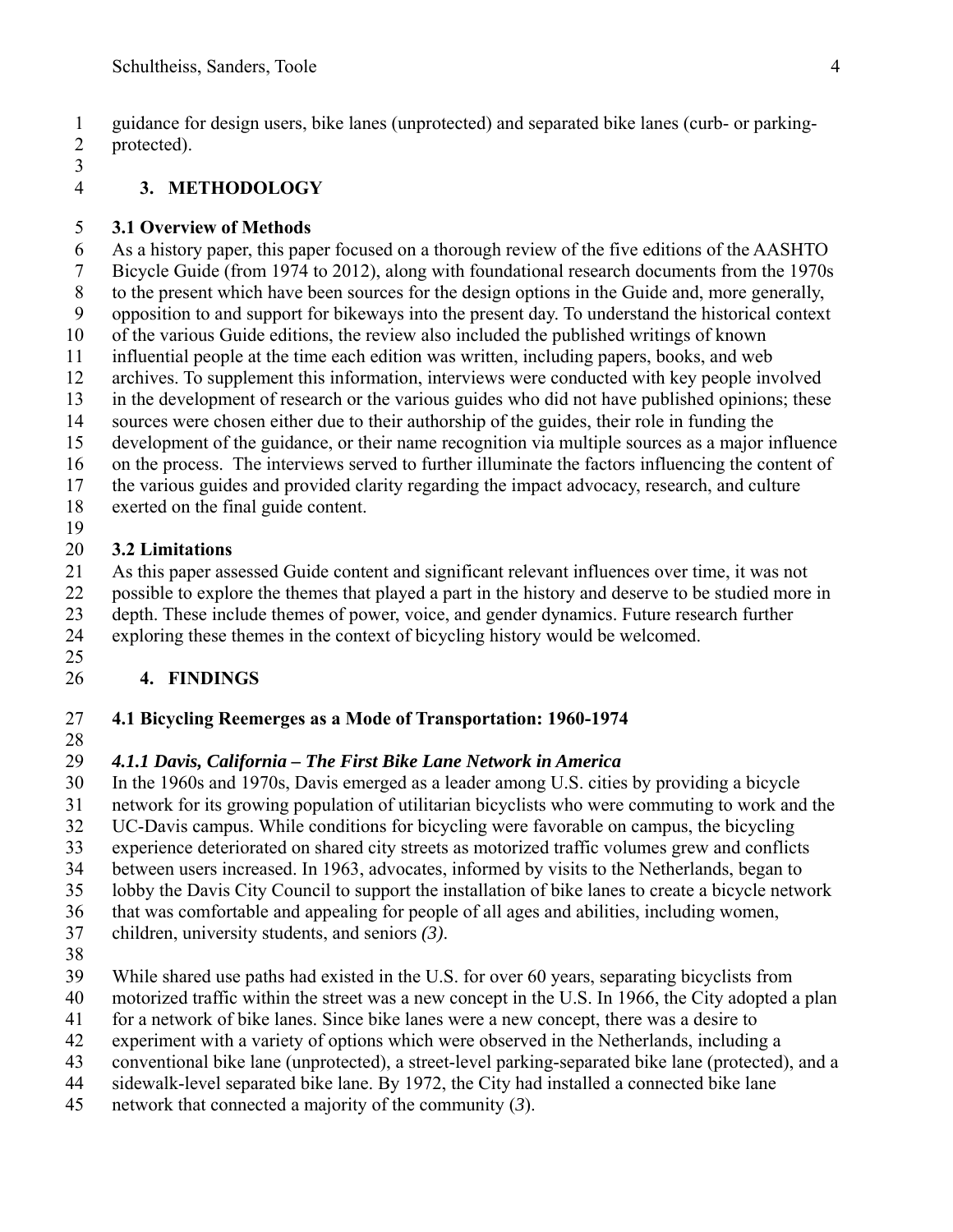guidance for design users, bike lanes (unprotected) and separated bike lanes (curb- or parking-protected).

## 3. METHODOLOGY

### 3.1 Overview of Methods

As a history paper, this paper focused on a thorough review of the five editions of the AASHTO Bicycle Guide (from 1974 to 2012), along with foundational research documents from the 1970s to the present which have been sources for the design options in the Guide and, more generally, opposition to and support for bikeways into the present day. To understand the historical context of the various Guide editions, the review also included the published writings of known influential people at the time each edition was written, including papers, books, and web archives. To supplement this information, interviews were conducted with key people involved in the development of research or the various guides who did not have published opinions; these sources were chosen either due to their authorship of the guides, their role in funding the development of the guidance, or their name recognition via multiple sources as a major influence on the process. The interviews served to further illuminate the factors influencing the content of the various guides and provided clarity regarding the impact advocacy, research, and culture exerted on the final guide content.

### 3.2 Limitations

As this paper assessed Guide content and significant relevant influences over time, it was not possible to explore the themes that played a part in the history and deserve to be studied more in depth. These include themes of power, voice, and gender dynamics. Future research further exploring these themes in the context of bicycling history would be welcomed.

## 4. FINDINGS

### 4.1 Bicycling Reemerges as a Mode of Transportation: 1960-1974

#### *4.1.1 Davis, California – The First Bike Lane Network in America*

In the 1960s and 1970s, Davis emerged as a leader among U.S. cities by providing a bicycle network for its growing population of utilitarian bicyclists who were commuting to work and the UC-Davis campus. While conditions for bicycling were favorable on campus, the bicycling experience deteriorated on shared city streets as motorized traffic volumes grew and conflicts between users increased. In 1963, advocates, informed by visits to the Netherlands, began to lobby the Davis City Council to support the installation of bike lanes to create a bicycle network that was comfortable and appealing for people of all ages and abilities, including women, children, university students, and seniors *(3)*.

While shared use paths had existed in the U.S. for over 60 years, separating bicyclists from motorized traffic within the street was a new concept in the U.S. In 1966, the City adopted a plan for a network of bike lanes. Since bike lanes were a new concept, there was a desire to experiment with a variety of options which were observed in the Netherlands, including a conventional bike lane (unprotected), a street-level parking-separated bike lane (protected), and a sidewalk-level separated bike lane. By 1972, the City had installed a connected bike lane network that connected a majority of the community (*3*).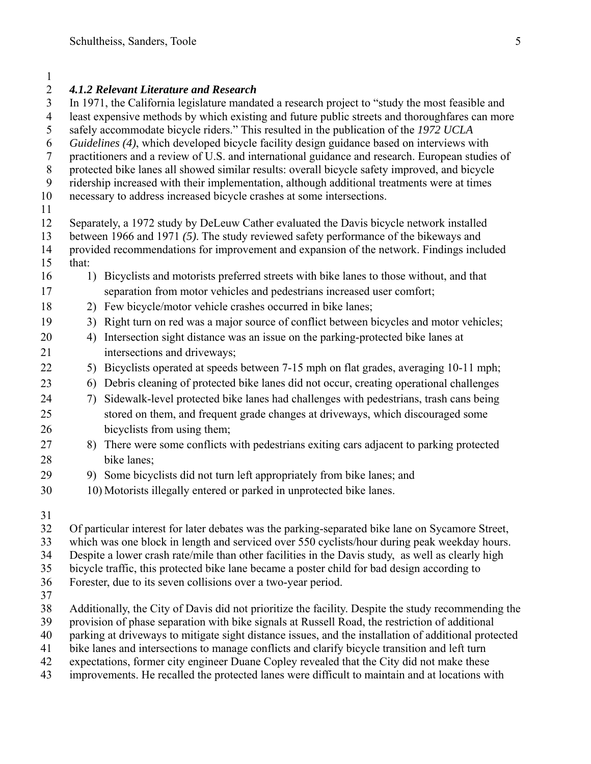### *4.1.2 Relevant Literature and Research*

In 1971, the California legislature mandated a research project to "study the most feasible and least expensive methods by which existing and future public streets and thoroughfares can more safely accommodate bicycle riders." This resulted in the publication of the *1972 UCLA Guidelines (4)*, which developed bicycle facility design guidance based on interviews with practitioners and a review of U.S. and international guidance and research. European studies of protected bike lanes all showed similar results: overall bicycle safety improved, and bicycle ridership increased with their implementation, although additional treatments were at times necessary to address increased bicycle crashes at some intersections.

Separately, a 1972 study by DeLeuw Cather evaluated the Davis bicycle network installed between 1966 and 1971 *(5)*. The study reviewed safety performance of the bikeways and provided recommendations for improvement and expansion of the network. Findings included that:

1) Bicyclists and motorists preferred streets with bike lanes to those without, and that separation from motor vehicles and pedestrians increased user comfort;
2) Few bicycle/motor vehicle crashes occurred in bike lanes;
3) Right turn on red was a major source of conflict between bicycles and motor vehicles;
4) Intersection sight distance was an issue on the parking-protected bike lanes at intersections and driveways;
5) Bicyclists operated at speeds between 7-15 mph on flat grades, averaging 10-11 mph;
6) Debris cleaning of protected bike lanes did not occur, creating operational challenges
7) Sidewalk-level protected bike lanes had challenges with pedestrians, trash cans being stored on them, and frequent grade changes at driveways, which discouraged some bicyclists from using them;
8) There were some conflicts with pedestrians exiting cars adjacent to parking protected bike lanes;
9) Some bicyclists did not turn left appropriately from bike lanes; and
10) Motorists illegally entered or parked in unprotected bike lanes.

Of particular interest for later debates was the parking-separated bike lane on Sycamore Street, which was one block in length and serviced over 550 cyclists/hour during peak weekday hours. Despite a lower crash rate/mile than other facilities in the Davis study, as well as clearly high bicycle traffic, this protected bike lane became a poster child for bad design according to Forester, due to its seven collisions over a two-year period.

Additionally, the City of Davis did not prioritize the facility. Despite the study recommending the provision of phase separation with bike signals at Russell Road, the restriction of additional parking at driveways to mitigate sight distance issues, and the installation of additional protected bike lanes and intersections to manage conflicts and clarify bicycle transition and left turn expectations, former city engineer Duane Copley revealed that the City did not make these improvements. He recalled the protected lanes were difficult to maintain and at locations with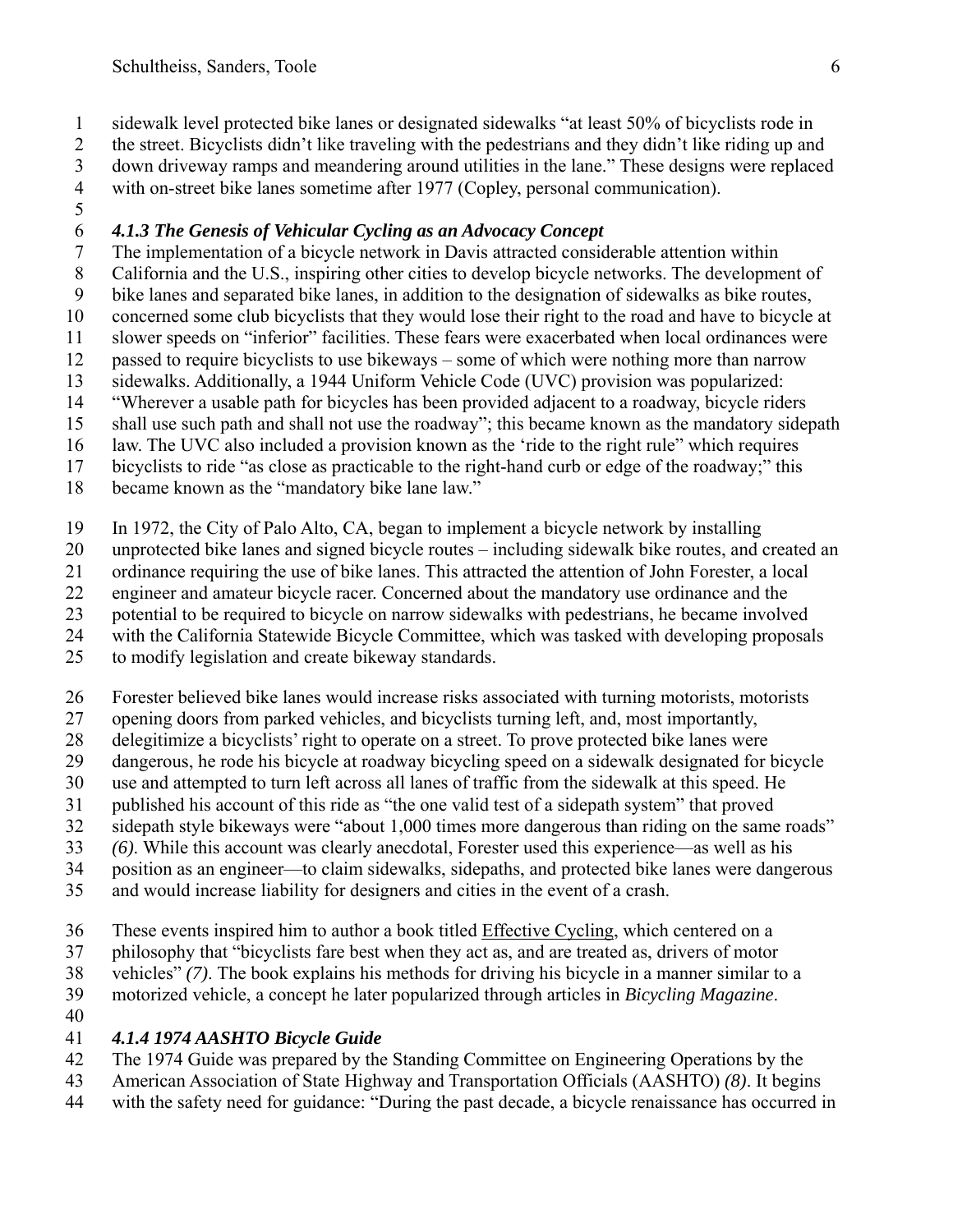sidewalk level protected bike lanes or designated sidewalks "at least 50% of bicyclists rode in the street. Bicyclists didn't like traveling with the pedestrians and they didn't like riding up and down driveway ramps and meandering around utilities in the lane." These designs were replaced with on-street bike lanes sometime after 1977 (Copley, personal communication).

### *4.1.3 The Genesis of Vehicular Cycling as an Advocacy Concept*

The implementation of a bicycle network in Davis attracted considerable attention within California and the U.S., inspiring other cities to develop bicycle networks. The development of bike lanes and separated bike lanes, in addition to the designation of sidewalks as bike routes, concerned some club bicyclists that they would lose their right to the road and have to bicycle at slower speeds on "inferior" facilities. These fears were exacerbated when local ordinances were passed to require bicyclists to use bikeways – some of which were nothing more than narrow sidewalks. Additionally, a 1944 Uniform Vehicle Code (UVC) provision was popularized: "Wherever a usable path for bicycles has been provided adjacent to a roadway, bicycle riders shall use such path and shall not use the roadway"; this became known as the mandatory sidepath law. The UVC also included a provision known as the 'ride to the right rule" which requires bicyclists to ride "as close as practicable to the right-hand curb or edge of the roadway;" this became known as the "mandatory bike lane law."

In 1972, the City of Palo Alto, CA, began to implement a bicycle network by installing unprotected bike lanes and signed bicycle routes – including sidewalk bike routes, and created an ordinance requiring the use of bike lanes. This attracted the attention of John Forester, a local engineer and amateur bicycle racer. Concerned about the mandatory use ordinance and the potential to be required to bicycle on narrow sidewalks with pedestrians, he became involved with the California Statewide Bicycle Committee, which was tasked with developing proposals to modify legislation and create bikeway standards.

Forester believed bike lanes would increase risks associated with turning motorists, motorists opening doors from parked vehicles, and bicyclists turning left, and, most importantly, delegitimize a bicyclists' right to operate on a street. To prove protected bike lanes were dangerous, he rode his bicycle at roadway bicycling speed on a sidewalk designated for bicycle use and attempted to turn left across all lanes of traffic from the sidewalk at this speed. He published his account of this ride as "the one valid test of a sidepath system" that proved sidepath style bikeways were "about 1,000 times more dangerous than riding on the same roads" *(6)*. While this account was clearly anecdotal, Forester used this experience—as well as his position as an engineer—to claim sidewalks, sidepaths, and protected bike lanes were dangerous and would increase liability for designers and cities in the event of a crash.

These events inspired him to author a book titled Effective Cycling, which centered on a philosophy that "bicyclists fare best when they act as, and are treated as, drivers of motor vehicles" *(7)*. The book explains his methods for driving his bicycle in a manner similar to a motorized vehicle, a concept he later popularized through articles in *Bicycling Magazine*.

### *4.1.4 1974 AASHTO Bicycle Guide*

The 1974 Guide was prepared by the Standing Committee on Engineering Operations by the American Association of State Highway and Transportation Officials (AASHTO) *(8)*. It begins with the safety need for guidance: "During the past decade, a bicycle renaissance has occurred in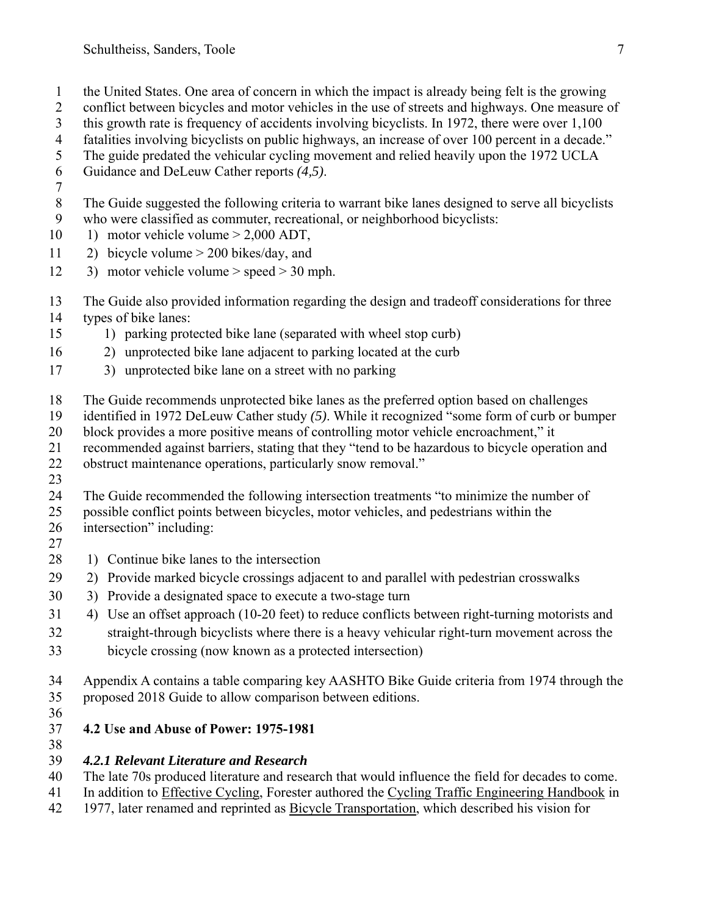the United States. One area of concern in which the impact is already being felt is the growing conflict between bicycles and motor vehicles in the use of streets and highways. One measure of this growth rate is frequency of accidents involving bicyclists. In 1972, there were over 1,100 fatalities involving bicyclists on public highways, an increase of over 100 percent in a decade." The guide predated the vehicular cycling movement and relied heavily upon the 1972 UCLA Guidance and DeLeuw Cather reports *(4,5)*.

The Guide suggested the following criteria to warrant bike lanes designed to serve all bicyclists who were classified as commuter, recreational, or neighborhood bicyclists:

1) motor vehicle volume > 2,000 ADT,
2) bicycle volume > 200 bikes/day, and
3) motor vehicle volume > speed > 30 mph.

The Guide also provided information regarding the design and tradeoff considerations for three types of bike lanes:

1) parking protected bike lane (separated with wheel stop curb)
2) unprotected bike lane adjacent to parking located at the curb
3) unprotected bike lane on a street with no parking

The Guide recommends unprotected bike lanes as the preferred option based on challenges identified in 1972 DeLeuw Cather study *(5)*. While it recognized "some form of curb or bumper block provides a more positive means of controlling motor vehicle encroachment," it recommended against barriers, stating that they "tend to be hazardous to bicycle operation and obstruct maintenance operations, particularly snow removal."

The Guide recommended the following intersection treatments "to minimize the number of possible conflict points between bicycles, motor vehicles, and pedestrians within the intersection" including:

1) Continue bike lanes to the intersection
2) Provide marked bicycle crossings adjacent to and parallel with pedestrian crosswalks
3) Provide a designated space to execute a two-stage turn
4) Use an offset approach (10-20 feet) to reduce conflicts between right-turning motorists and straight-through bicyclists where there is a heavy vehicular right-turn movement across the bicycle crossing (now known as a protected intersection)

Appendix A contains a table comparing key AASHTO Bike Guide criteria from 1974 through the proposed 2018 Guide to allow comparison between editions.

## 4.2 Use and Abuse of Power: 1975-1981

### *4.2.1 Relevant Literature and Research*

The late 70s produced literature and research that would influence the field for decades to come. In addition to Effective Cycling, Forester authored the Cycling Traffic Engineering Handbook in 1977, later renamed and reprinted as Bicycle Transportation, which described his vision for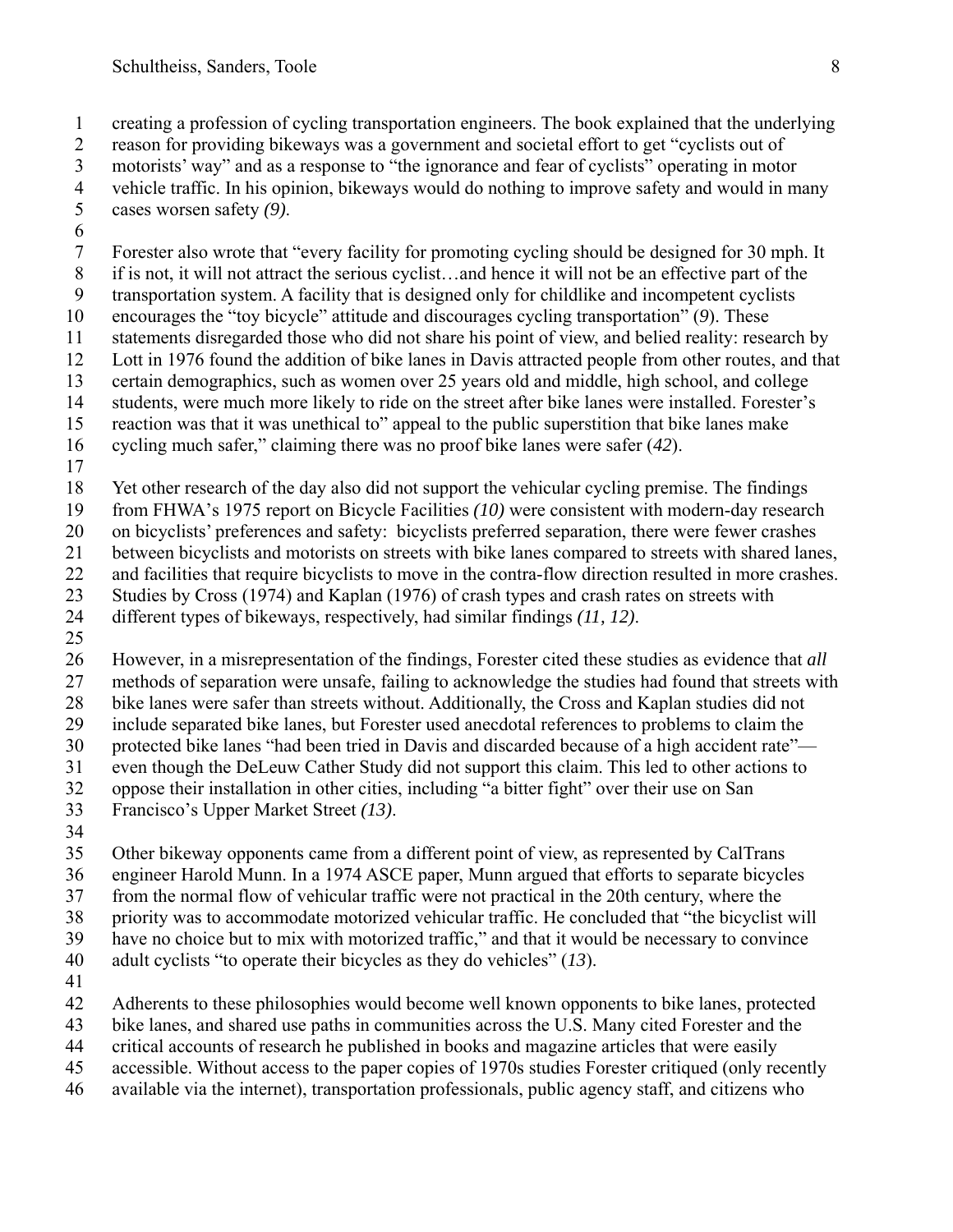creating a profession of cycling transportation engineers. The book explained that the underlying reason for providing bikeways was a government and societal effort to get "cyclists out of motorists' way" and as a response to "the ignorance and fear of cyclists" operating in motor vehicle traffic. In his opinion, bikeways would do nothing to improve safety and would in many cases worsen safety *(9)*.

Forester also wrote that "every facility for promoting cycling should be designed for 30 mph. It if is not, it will not attract the serious cyclist…and hence it will not be an effective part of the transportation system. A facility that is designed only for childlike and incompetent cyclists encourages the "toy bicycle" attitude and discourages cycling transportation" (*9*). These statements disregarded those who did not share his point of view, and belied reality: research by Lott in 1976 found the addition of bike lanes in Davis attracted people from other routes, and that certain demographics, such as women over 25 years old and middle, high school, and college students, were much more likely to ride on the street after bike lanes were installed. Forester's reaction was that it was unethical to" appeal to the public superstition that bike lanes make cycling much safer," claiming there was no proof bike lanes were safer (*42*).

Yet other research of the day also did not support the vehicular cycling premise. The findings from FHWA's 1975 report on Bicycle Facilities *(10)* were consistent with modern-day research on bicyclists' preferences and safety: bicyclists preferred separation, there were fewer crashes between bicyclists and motorists on streets with bike lanes compared to streets with shared lanes, and facilities that require bicyclists to move in the contra-flow direction resulted in more crashes. Studies by Cross (1974) and Kaplan (1976) of crash types and crash rates on streets with different types of bikeways, respectively, had similar findings *(11, 12)*.

However, in a misrepresentation of the findings, Forester cited these studies as evidence that *all* methods of separation were unsafe, failing to acknowledge the studies had found that streets with bike lanes were safer than streets without. Additionally, the Cross and Kaplan studies did not include separated bike lanes, but Forester used anecdotal references to problems to claim the protected bike lanes "had been tried in Davis and discarded because of a high accident rate"—even though the DeLeuw Cather Study did not support this claim. This led to other actions to oppose their installation in other cities, including "a bitter fight" over their use on San Francisco's Upper Market Street *(13)*.

Other bikeway opponents came from a different point of view, as represented by CalTrans engineer Harold Munn. In a 1974 ASCE paper, Munn argued that efforts to separate bicycles from the normal flow of vehicular traffic were not practical in the 20th century, where the priority was to accommodate motorized vehicular traffic. He concluded that "the bicyclist will have no choice but to mix with motorized traffic," and that it would be necessary to convince adult cyclists "to operate their bicycles as they do vehicles" (*13*).

Adherents to these philosophies would become well known opponents to bike lanes, protected bike lanes, and shared use paths in communities across the U.S. Many cited Forester and the critical accounts of research he published in books and magazine articles that were easily accessible. Without access to the paper copies of 1970s studies Forester critiqued (only recently available via the internet), transportation professionals, public agency staff, and citizens who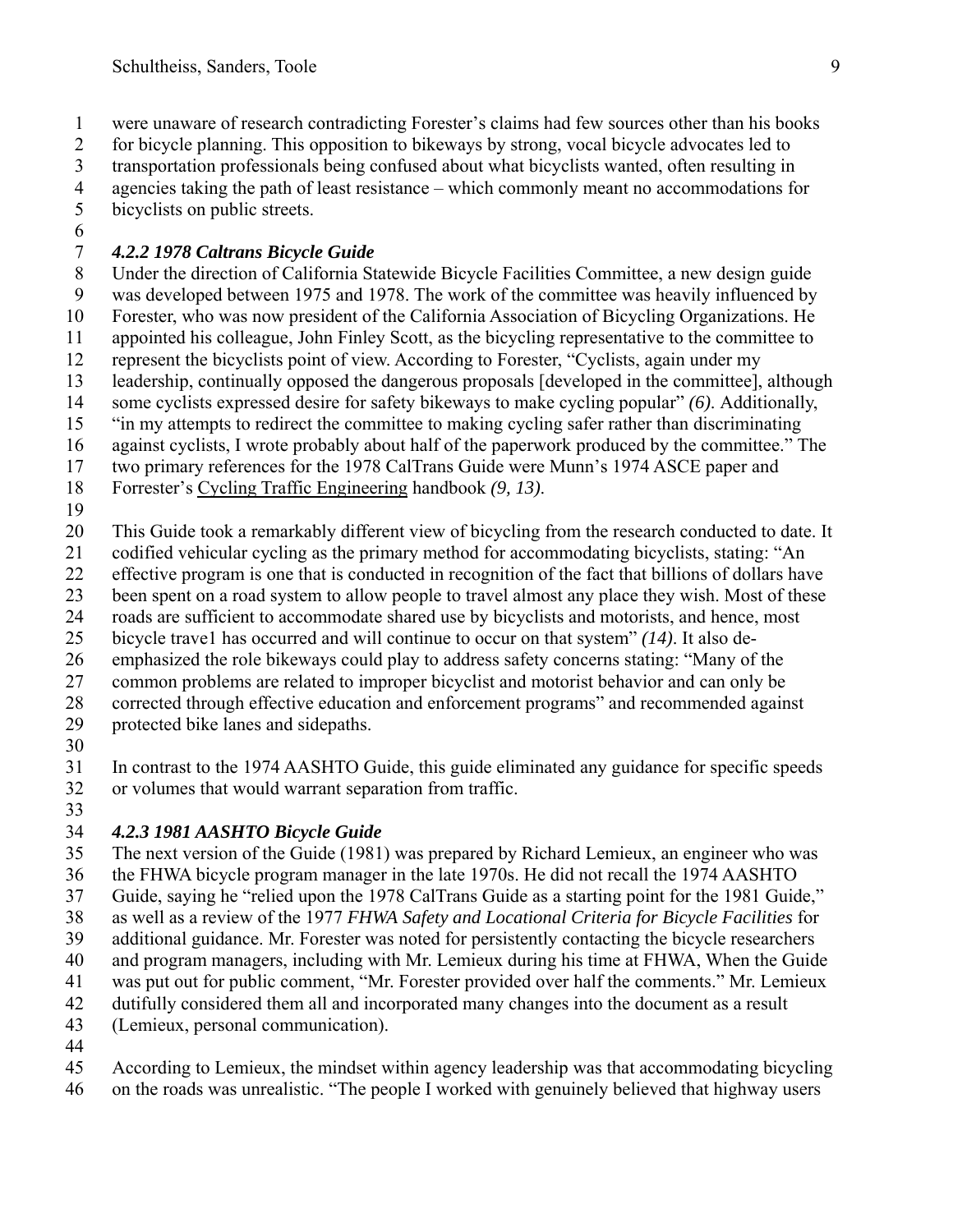were unaware of research contradicting Forester's claims had few sources other than his books for bicycle planning. This opposition to bikeways by strong, vocal bicycle advocates led to transportation professionals being confused about what bicyclists wanted, often resulting in agencies taking the path of least resistance – which commonly meant no accommodations for bicyclists on public streets.

#### *4.2.2 1978 Caltrans Bicycle Guide*

Under the direction of California Statewide Bicycle Facilities Committee, a new design guide was developed between 1975 and 1978. The work of the committee was heavily influenced by Forester, who was now president of the California Association of Bicycling Organizations. He appointed his colleague, John Finley Scott, as the bicycling representative to the committee to represent the bicyclists point of view. According to Forester, "Cyclists, again under my leadership, continually opposed the dangerous proposals [developed in the committee], although some cyclists expressed desire for safety bikeways to make cycling popular" *(6)*. Additionally, "in my attempts to redirect the committee to making cycling safer rather than discriminating against cyclists, I wrote probably about half of the paperwork produced by the committee." The two primary references for the 1978 CalTrans Guide were Munn's 1974 ASCE paper and Forrester's <u>Cycling Traffic Engineering</u> handbook *(9, 13)*.

This Guide took a remarkably different view of bicycling from the research conducted to date. It codified vehicular cycling as the primary method for accommodating bicyclists, stating: "An effective program is one that is conducted in recognition of the fact that billions of dollars have been spent on a road system to allow people to travel almost any place they wish. Most of these roads are sufficient to accommodate shared use by bicyclists and motorists, and hence, most bicycle trave1 has occurred and will continue to occur on that system" *(14)*. It also de-emphasized the role bikeways could play to address safety concerns stating: "Many of the common problems are related to improper bicyclist and motorist behavior and can only be corrected through effective education and enforcement programs" and recommended against protected bike lanes and sidepaths.

In contrast to the 1974 AASHTO Guide, this guide eliminated any guidance for specific speeds or volumes that would warrant separation from traffic.

#### *4.2.3 1981 AASHTO Bicycle Guide*

The next version of the Guide (1981) was prepared by Richard Lemieux, an engineer who was the FHWA bicycle program manager in the late 1970s. He did not recall the 1974 AASHTO Guide, saying he "relied upon the 1978 CalTrans Guide as a starting point for the 1981 Guide," as well as a review of the 1977 *FHWA Safety and Locational Criteria for Bicycle Facilities* for additional guidance. Mr. Forester was noted for persistently contacting the bicycle researchers and program managers, including with Mr. Lemieux during his time at FHWA, When the Guide was put out for public comment, "Mr. Forester provided over half the comments." Mr. Lemieux dutifully considered them all and incorporated many changes into the document as a result (Lemieux, personal communication).

According to Lemieux, the mindset within agency leadership was that accommodating bicycling on the roads was unrealistic. "The people I worked with genuinely believed that highway users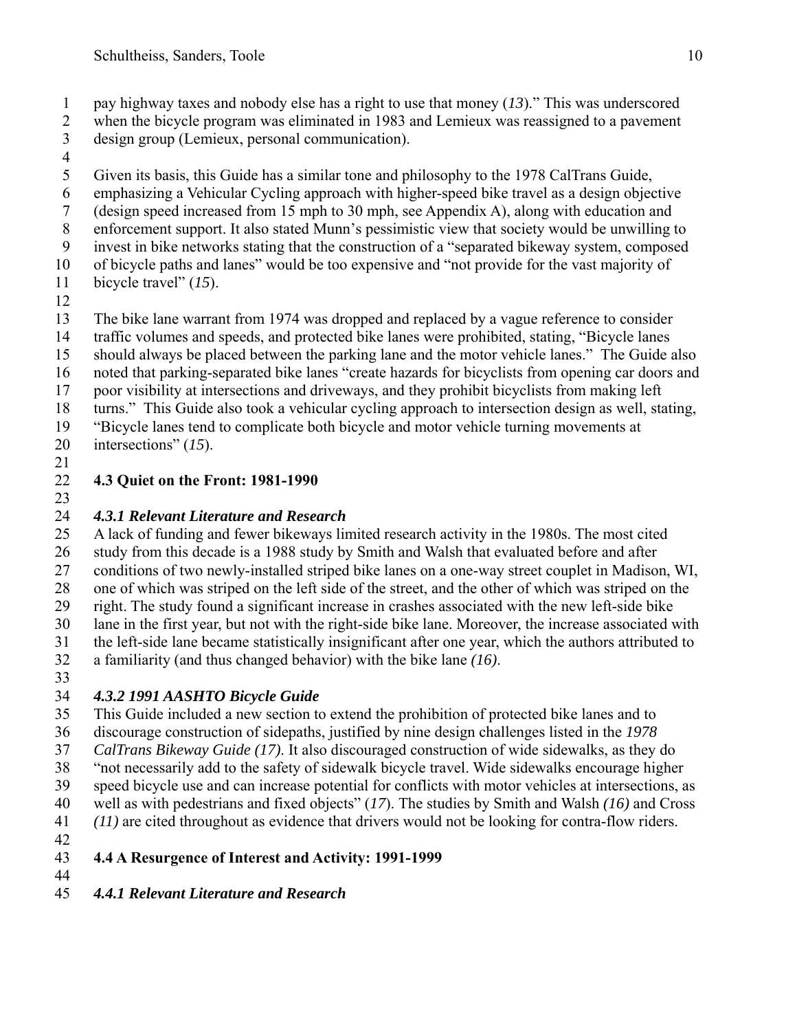pay highway taxes and nobody else has a right to use that money (*13*)." This was underscored when the bicycle program was eliminated in 1983 and Lemieux was reassigned to a pavement design group (Lemieux, personal communication).

Given its basis, this Guide has a similar tone and philosophy to the 1978 CalTrans Guide, emphasizing a Vehicular Cycling approach with higher-speed bike travel as a design objective (design speed increased from 15 mph to 30 mph, see Appendix A), along with education and enforcement support. It also stated Munn's pessimistic view that society would be unwilling to invest in bike networks stating that the construction of a "separated bikeway system, composed of bicycle paths and lanes" would be too expensive and "not provide for the vast majority of bicycle travel" (*15*).

The bike lane warrant from 1974 was dropped and replaced by a vague reference to consider traffic volumes and speeds, and protected bike lanes were prohibited, stating, "Bicycle lanes should always be placed between the parking lane and the motor vehicle lanes." The Guide also noted that parking-separated bike lanes "create hazards for bicyclists from opening car doors and poor visibility at intersections and driveways, and they prohibit bicyclists from making left turns." This Guide also took a vehicular cycling approach to intersection design as well, stating, "Bicycle lanes tend to complicate both bicycle and motor vehicle turning movements at intersections" (*15*).

## 4.3 Quiet on the Front: 1981-1990

### *4.3.1 Relevant Literature and Research*

A lack of funding and fewer bikeways limited research activity in the 1980s. The most cited study from this decade is a 1988 study by Smith and Walsh that evaluated before and after conditions of two newly-installed striped bike lanes on a one-way street couplet in Madison, WI, one of which was striped on the left side of the street, and the other of which was striped on the right. The study found a significant increase in crashes associated with the new left-side bike lane in the first year, but not with the right-side bike lane. Moreover, the increase associated with the left-side lane became statistically insignificant after one year, which the authors attributed to a familiarity (and thus changed behavior) with the bike lane *(16)*.

### *4.3.2 1991 AASHTO Bicycle Guide*

This Guide included a new section to extend the prohibition of protected bike lanes and to discourage construction of sidepaths, justified by nine design challenges listed in the *1978 CalTrans Bikeway Guide (17)*. It also discouraged construction of wide sidewalks, as they do "not necessarily add to the safety of sidewalk bicycle travel. Wide sidewalks encourage higher speed bicycle use and can increase potential for conflicts with motor vehicles at intersections, as well as with pedestrians and fixed objects" (*17*). The studies by Smith and Walsh *(16)* and Cross *(11)* are cited throughout as evidence that drivers would not be looking for contra-flow riders.

## 4.4 A Resurgence of Interest and Activity: 1991-1999

### *4.4.1 Relevant Literature and Research*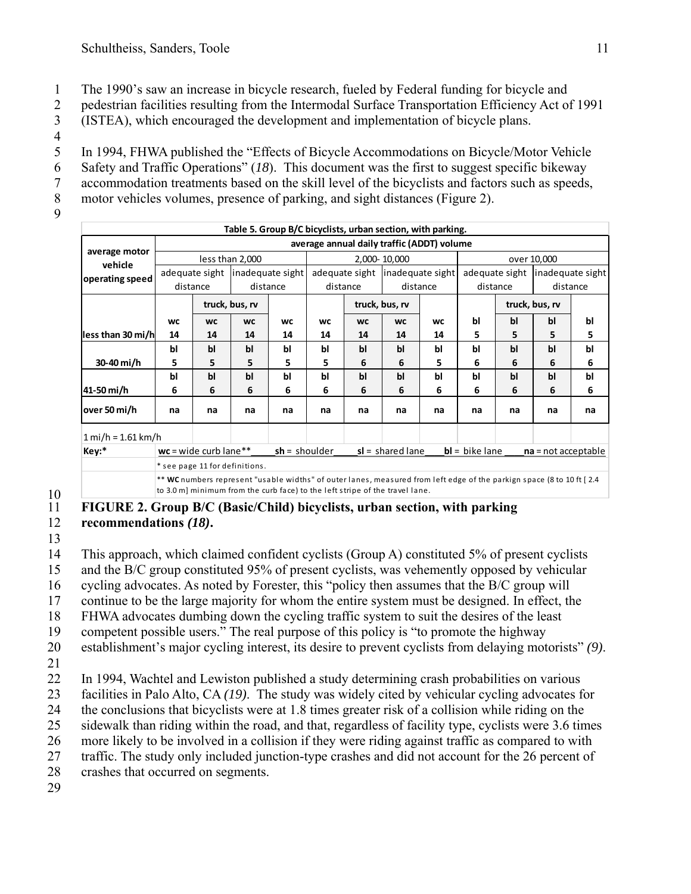The 1990's saw an increase in bicycle research, fueled by Federal funding for bicycle and pedestrian facilities resulting from the Intermodal Surface Transportation Efficiency Act of 1991 (ISTEA), which encouraged the development and implementation of bicycle plans.

In 1994, FHWA published the "Effects of Bicycle Accommodations on Bicycle/Motor Vehicle Safety and Traffic Operations" (*18*). This document was the first to suggest specific bikeway accommodation treatments based on the skill level of the bicyclists and factors such as speeds, motor vehicles volumes, presence of parking, and sight distances (Figure 2).

**Table 5. Group B/C bicyclists, urban section, with parking.**

| average motor vehicle operating speed | average annual daily traffic (ADDT) volume | | | | | | | | | | | |
|---|---|---|---|---|---|---|---|---|---|---|---|---|
| | less than 2,000 | | | | 2,000- 10,000 | | | | over 10,000 | | | |
| | adequate sight distance | | inadequate sight distance | | adequate sight distance | | inadequate sight distance | | adequate sight distance | | inadequate sight distance | |
| | | truck, bus, rv | | | | truck, bus, rv | | | | truck, bus, rv | | |
| less than 30 mi/h | wc 14 | wc 14 | wc 14 | wc 14 | wc 14 | wc 14 | wc 14 | wc 14 | bl 5 | bl 5 | bl 5 | bl 5 |
| 30-40 mi/h | bl 5 | bl 5 | bl 5 | bl 5 | bl 5 | bl 6 | bl 6 | bl 5 | bl 6 | bl 6 | bl 6 | bl 6 |
| 41-50 mi/h | bl 6 | bl 6 | bl 6 | bl 6 | bl 6 | bl 6 | bl 6 | bl 6 | bl 6 | bl 6 | bl 6 | bl 6 |
| over 50 mi/h | na | na | na | na | na | na | na | na | na | na | na | na |

1 mi/h = 1.61 km/h

Key:* **wc** = wide curb lane** **sh** = shoulder **sl** = shared lane **bl** = bike lane **na** = not acceptable

\* see page 11 for definitions.

** **WC** numbers represent "usable widths" of outer lanes, measured from left edge of the parkign space (8 to 10 ft [ 2.4 to 3.0 m] minimum from the curb face) to the left stripe of the travel lane.

**FIGURE 2. Group B/C (Basic/Child) bicyclists, urban section, with parking recommendations *(18)*.**

This approach, which claimed confident cyclists (Group A) constituted 5% of present cyclists and the B/C group constituted 95% of present cyclists, was vehemently opposed by vehicular cycling advocates. As noted by Forester, this "policy then assumes that the B/C group will continue to be the large majority for whom the entire system must be designed. In effect, the FHWA advocates dumbing down the cycling traffic system to suit the desires of the least competent possible users." The real purpose of this policy is "to promote the highway establishment's major cycling interest, its desire to prevent cyclists from delaying motorists" *(9)*.

In 1994, Wachtel and Lewiston published a study determining crash probabilities on various facilities in Palo Alto, CA *(19)*. The study was widely cited by vehicular cycling advocates for the conclusions that bicyclists were at 1.8 times greater risk of a collision while riding on the sidewalk than riding within the road, and that, regardless of facility type, cyclists were 3.6 times more likely to be involved in a collision if they were riding against traffic as compared to with traffic. The study only included junction-type crashes and did not account for the 26 percent of crashes that occurred on segments.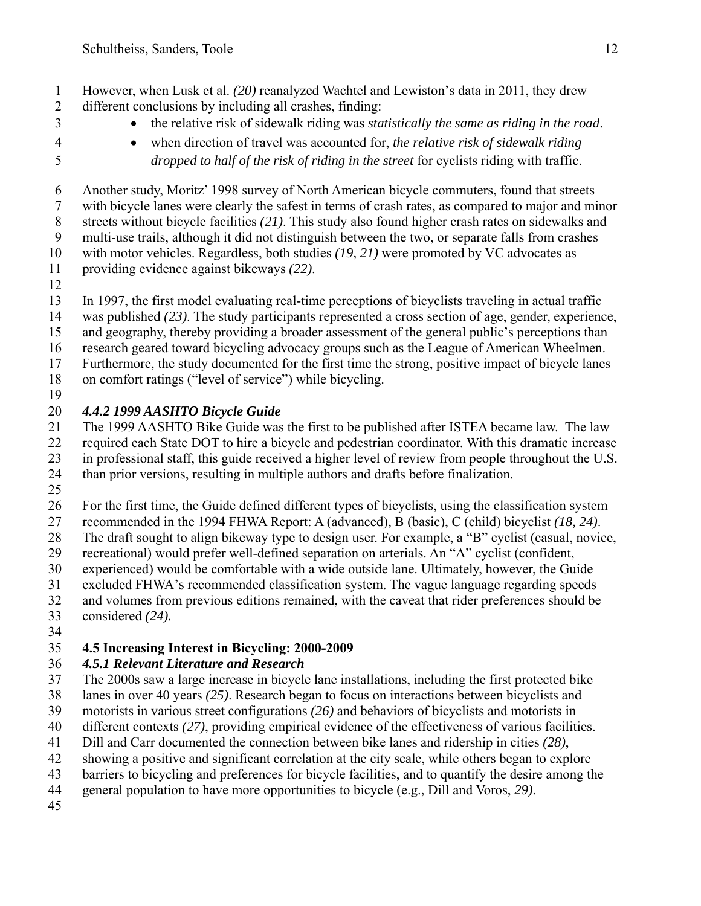However, when Lusk et al. *(20)* reanalyzed Wachtel and Lewiston's data in 2011, they drew different conclusions by including all crashes, finding:

- the relative risk of sidewalk riding was *statistically the same as riding in the road*.
- when direction of travel was accounted for, *the relative risk of sidewalk riding dropped to half of the risk of riding in the street* for cyclists riding with traffic.

Another study, Moritz' 1998 survey of North American bicycle commuters, found that streets with bicycle lanes were clearly the safest in terms of crash rates, as compared to major and minor streets without bicycle facilities *(21)*. This study also found higher crash rates on sidewalks and multi-use trails, although it did not distinguish between the two, or separate falls from crashes with motor vehicles. Regardless, both studies *(19, 21)* were promoted by VC advocates as providing evidence against bikeways *(22)*.

In 1997, the first model evaluating real-time perceptions of bicyclists traveling in actual traffic was published *(23)*. The study participants represented a cross section of age, gender, experience, and geography, thereby providing a broader assessment of the general public's perceptions than research geared toward bicycling advocacy groups such as the League of American Wheelmen. Furthermore, the study documented for the first time the strong, positive impact of bicycle lanes on comfort ratings ("level of service") while bicycling.

### *4.4.2 1999 AASHTO Bicycle Guide*

The 1999 AASHTO Bike Guide was the first to be published after ISTEA became law. The law required each State DOT to hire a bicycle and pedestrian coordinator. With this dramatic increase in professional staff, this guide received a higher level of review from people throughout the U.S. than prior versions, resulting in multiple authors and drafts before finalization.

For the first time, the Guide defined different types of bicyclists, using the classification system recommended in the 1994 FHWA Report: A (advanced), B (basic), C (child) bicyclist *(18, 24)*. The draft sought to align bikeway type to design user. For example, a "B" cyclist (casual, novice, recreational) would prefer well-defined separation on arterials. An "A" cyclist (confident, experienced) would be comfortable with a wide outside lane. Ultimately, however, the Guide excluded FHWA's recommended classification system. The vague language regarding speeds and volumes from previous editions remained, with the caveat that rider preferences should be considered *(24).*

## 4.5 Increasing Interest in Bicycling: 2000-2009

### *4.5.1 Relevant Literature and Research*

The 2000s saw a large increase in bicycle lane installations, including the first protected bike lanes in over 40 years *(25)*. Research began to focus on interactions between bicyclists and motorists in various street configurations *(26)* and behaviors of bicyclists and motorists in different contexts *(27)*, providing empirical evidence of the effectiveness of various facilities. Dill and Carr documented the connection between bike lanes and ridership in cities *(28)*, showing a positive and significant correlation at the city scale, while others began to explore barriers to bicycling and preferences for bicycle facilities, and to quantify the desire among the general population to have more opportunities to bicycle (e.g., Dill and Voros, *29)*.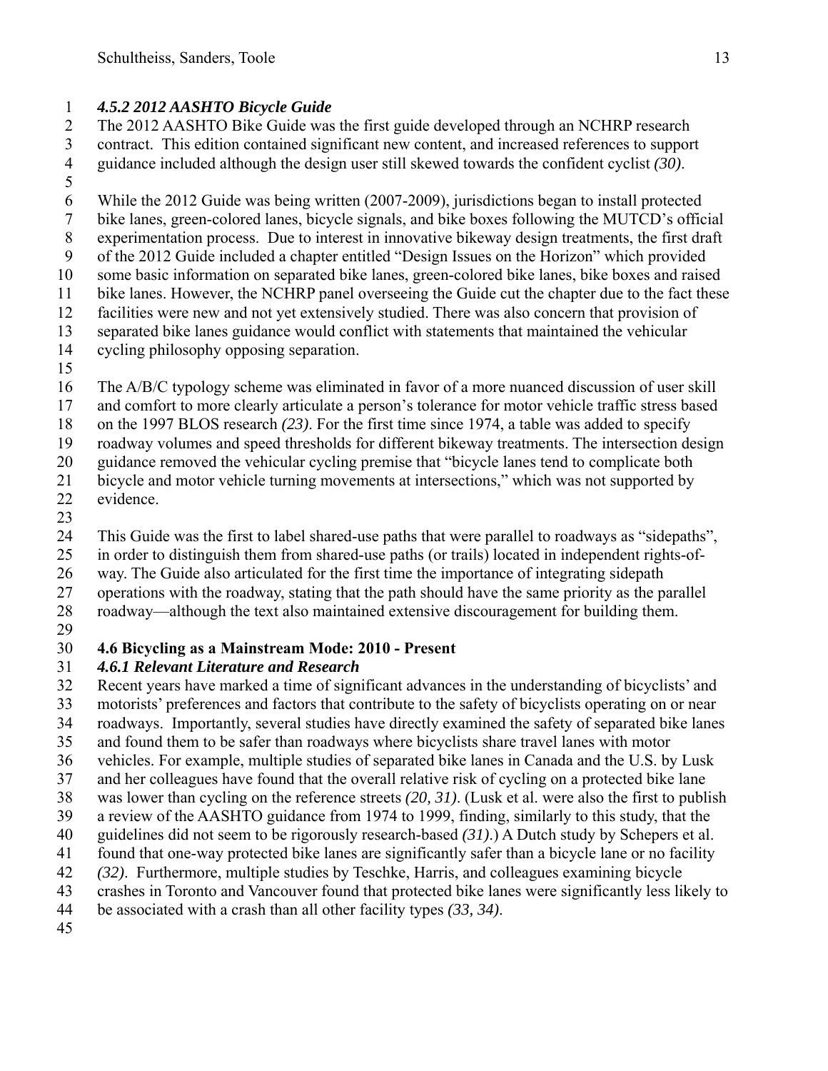#### *4.5.2 2012 AASHTO Bicycle Guide*

The 2012 AASHTO Bike Guide was the first guide developed through an NCHRP research contract. This edition contained significant new content, and increased references to support guidance included although the design user still skewed towards the confident cyclist *(30)*.

While the 2012 Guide was being written (2007-2009), jurisdictions began to install protected bike lanes, green-colored lanes, bicycle signals, and bike boxes following the MUTCD's official experimentation process. Due to interest in innovative bikeway design treatments, the first draft of the 2012 Guide included a chapter entitled "Design Issues on the Horizon" which provided some basic information on separated bike lanes, green-colored bike lanes, bike boxes and raised bike lanes. However, the NCHRP panel overseeing the Guide cut the chapter due to the fact these facilities were new and not yet extensively studied. There was also concern that provision of separated bike lanes guidance would conflict with statements that maintained the vehicular cycling philosophy opposing separation.

The A/B/C typology scheme was eliminated in favor of a more nuanced discussion of user skill and comfort to more clearly articulate a person's tolerance for motor vehicle traffic stress based on the 1997 BLOS research *(23)*. For the first time since 1974, a table was added to specify roadway volumes and speed thresholds for different bikeway treatments. The intersection design guidance removed the vehicular cycling premise that "bicycle lanes tend to complicate both bicycle and motor vehicle turning movements at intersections," which was not supported by evidence.

This Guide was the first to label shared-use paths that were parallel to roadways as "sidepaths", in order to distinguish them from shared-use paths (or trails) located in independent rights-of-way. The Guide also articulated for the first time the importance of integrating sidepath operations with the roadway, stating that the path should have the same priority as the parallel roadway—although the text also maintained extensive discouragement for building them.

### 4.6 Bicycling as a Mainstream Mode: 2010 - Present

#### *4.6.1 Relevant Literature and Research*

Recent years have marked a time of significant advances in the understanding of bicyclists' and motorists' preferences and factors that contribute to the safety of bicyclists operating on or near roadways. Importantly, several studies have directly examined the safety of separated bike lanes and found them to be safer than roadways where bicyclists share travel lanes with motor vehicles. For example, multiple studies of separated bike lanes in Canada and the U.S. by Lusk and her colleagues have found that the overall relative risk of cycling on a protected bike lane was lower than cycling on the reference streets *(20, 31)*. (Lusk et al. were also the first to publish a review of the AASHTO guidance from 1974 to 1999, finding, similarly to this study, that the guidelines did not seem to be rigorously research-based *(31)*.) A Dutch study by Schepers et al. found that one-way protected bike lanes are significantly safer than a bicycle lane or no facility *(32)*. Furthermore, multiple studies by Teschke, Harris, and colleagues examining bicycle crashes in Toronto and Vancouver found that protected bike lanes were significantly less likely to be associated with a crash than all other facility types *(33, 34)*.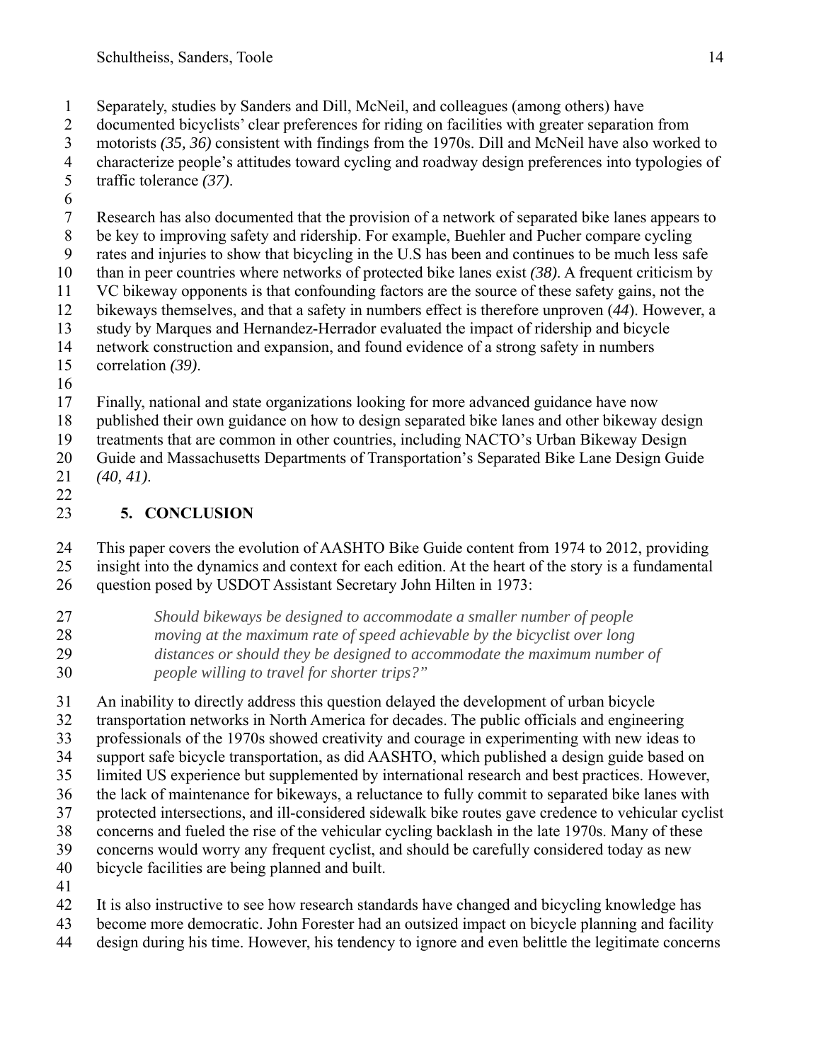Separately, studies by Sanders and Dill, McNeil, and colleagues (among others) have documented bicyclists' clear preferences for riding on facilities with greater separation from motorists *(35, 36)* consistent with findings from the 1970s. Dill and McNeil have also worked to characterize people's attitudes toward cycling and roadway design preferences into typologies of traffic tolerance *(37)*.

Research has also documented that the provision of a network of separated bike lanes appears to be key to improving safety and ridership. For example, Buehler and Pucher compare cycling rates and injuries to show that bicycling in the U.S has been and continues to be much less safe than in peer countries where networks of protected bike lanes exist *(38)*. A frequent criticism by VC bikeway opponents is that confounding factors are the source of these safety gains, not the bikeways themselves, and that a safety in numbers effect is therefore unproven (*44*). However, a study by Marques and Hernandez-Herrador evaluated the impact of ridership and bicycle network construction and expansion, and found evidence of a strong safety in numbers correlation *(39)*.

Finally, national and state organizations looking for more advanced guidance have now published their own guidance on how to design separated bike lanes and other bikeway design treatments that are common in other countries, including NACTO's Urban Bikeway Design Guide and Massachusetts Departments of Transportation's Separated Bike Lane Design Guide *(40, 41)*.

## 5. CONCLUSION

This paper covers the evolution of AASHTO Bike Guide content from 1974 to 2012, providing insight into the dynamics and context for each edition. At the heart of the story is a fundamental question posed by USDOT Assistant Secretary John Hilten in 1973:

> *Should bikeways be designed to accommodate a smaller number of people moving at the maximum rate of speed achievable by the bicyclist over long distances or should they be designed to accommodate the maximum number of people willing to travel for shorter trips?"*

An inability to directly address this question delayed the development of urban bicycle transportation networks in North America for decades. The public officials and engineering professionals of the 1970s showed creativity and courage in experimenting with new ideas to support safe bicycle transportation, as did AASHTO, which published a design guide based on limited US experience but supplemented by international research and best practices. However, the lack of maintenance for bikeways, a reluctance to fully commit to separated bike lanes with protected intersections, and ill-considered sidewalk bike routes gave credence to vehicular cyclist concerns and fueled the rise of the vehicular cycling backlash in the late 1970s. Many of these concerns would worry any frequent cyclist, and should be carefully considered today as new bicycle facilities are being planned and built.

It is also instructive to see how research standards have changed and bicycling knowledge has become more democratic. John Forester had an outsized impact on bicycle planning and facility design during his time. However, his tendency to ignore and even belittle the legitimate concerns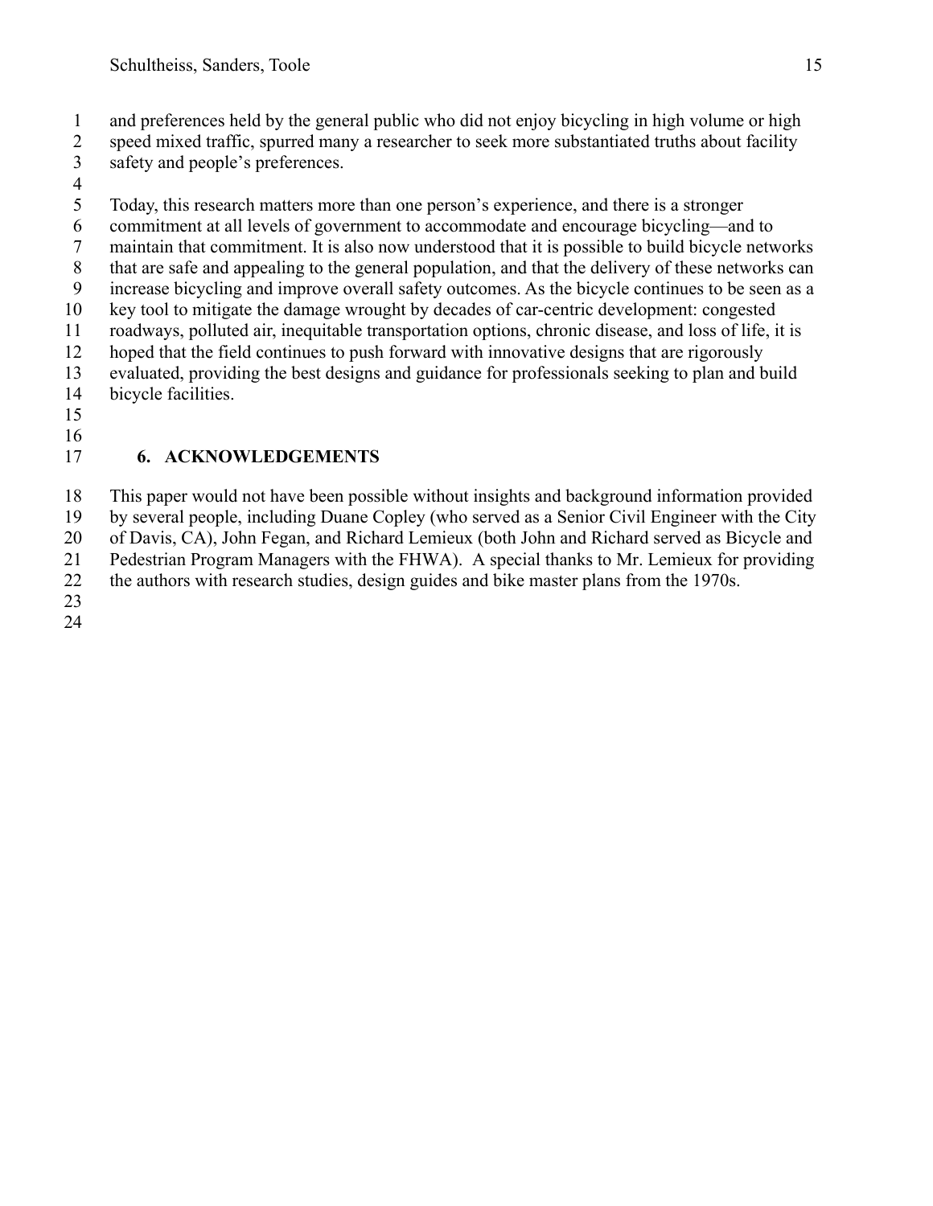and preferences held by the general public who did not enjoy bicycling in high volume or high speed mixed traffic, spurred many a researcher to seek more substantiated truths about facility safety and people's preferences.

Today, this research matters more than one person's experience, and there is a stronger commitment at all levels of government to accommodate and encourage bicycling—and to maintain that commitment. It is also now understood that it is possible to build bicycle networks that are safe and appealing to the general population, and that the delivery of these networks can increase bicycling and improve overall safety outcomes. As the bicycle continues to be seen as a key tool to mitigate the damage wrought by decades of car-centric development: congested roadways, polluted air, inequitable transportation options, chronic disease, and loss of life, it is hoped that the field continues to push forward with innovative designs that are rigorously evaluated, providing the best designs and guidance for professionals seeking to plan and build bicycle facilities.

## 6. ACKNOWLEDGEMENTS

This paper would not have been possible without insights and background information provided by several people, including Duane Copley (who served as a Senior Civil Engineer with the City of Davis, CA), John Fegan, and Richard Lemieux (both John and Richard served as Bicycle and Pedestrian Program Managers with the FHWA). A special thanks to Mr. Lemieux for providing the authors with research studies, design guides and bike master plans from the 1970s.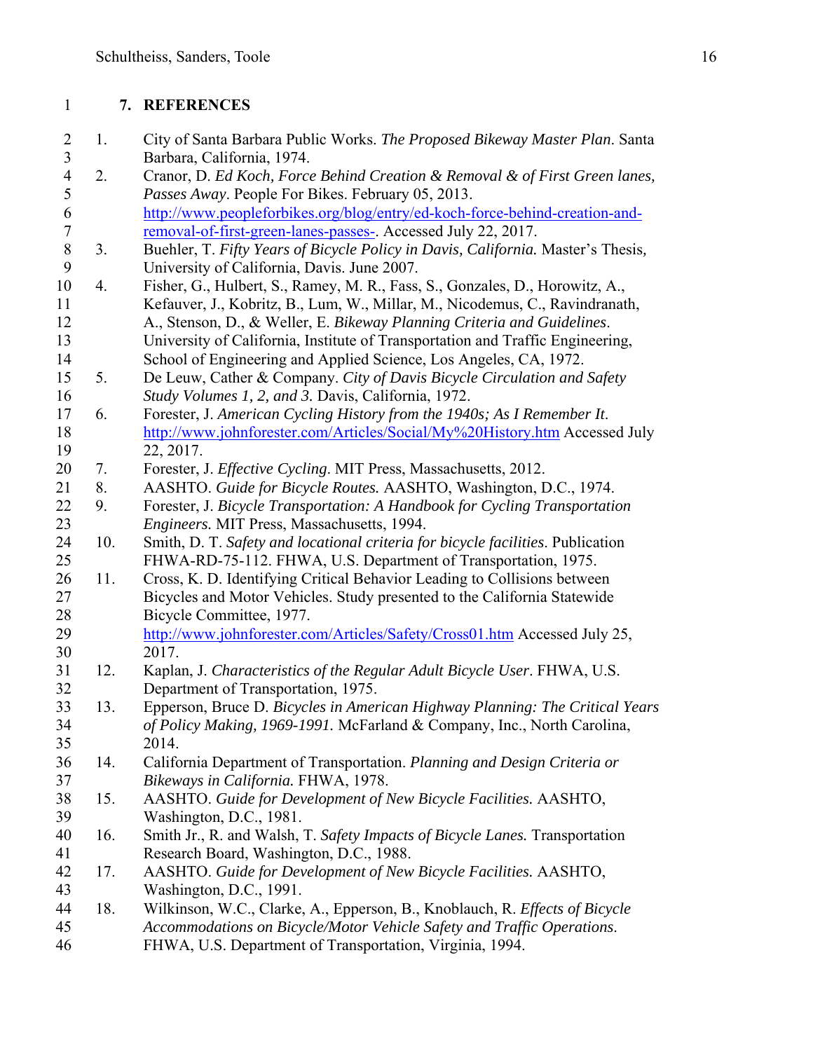## 7. REFERENCES

1. City of Santa Barbara Public Works. *The Proposed Bikeway Master Plan*. Santa Barbara, California, 1974.
2. Cranor, D. *Ed Koch, Force Behind Creation & Removal & of First Green lanes, Passes Away*. People For Bikes. February 05, 2013. http://www.peopleforbikes.org/blog/entry/ed-koch-force-behind-creation-and-removal-of-first-green-lanes-passes-. Accessed July 22, 2017.
3. Buehler, T. *Fifty Years of Bicycle Policy in Davis, California.* Master's Thesis, University of California, Davis. June 2007.
4. Fisher, G., Hulbert, S., Ramey, M. R., Fass, S., Gonzales, D., Horowitz, A., Kefauver, J., Kobritz, B., Lum, W., Millar, M., Nicodemus, C., Ravindranath, A., Stenson, D., & Weller, E. *Bikeway Planning Criteria and Guidelines*. University of California, Institute of Transportation and Traffic Engineering, School of Engineering and Applied Science, Los Angeles, CA, 1972.
5. De Leuw, Cather & Company. *City of Davis Bicycle Circulation and Safety Study Volumes 1, 2, and 3.* Davis, California, 1972.
6. Forester, J. *American Cycling History from the 1940s; As I Remember It*. http://www.johnforester.com/Articles/Social/My%20History.htm Accessed July 22, 2017.
7. Forester, J. *Effective Cycling*. MIT Press, Massachusetts, 2012.
8. AASHTO. *Guide for Bicycle Routes.* AASHTO, Washington, D.C., 1974.
9. Forester, J. *Bicycle Transportation: A Handbook for Cycling Transportation Engineers.* MIT Press, Massachusetts, 1994.
10. Smith, D. T. *Safety and locational criteria for bicycle facilities*. Publication FHWA-RD-75-112. FHWA, U.S. Department of Transportation, 1975.
11. Cross, K. D. Identifying Critical Behavior Leading to Collisions between Bicycles and Motor Vehicles. Study presented to the California Statewide Bicycle Committee, 1977. http://www.johnforester.com/Articles/Safety/Cross01.htm Accessed July 25, 2017.
12. Kaplan, J. *Characteristics of the Regular Adult Bicycle User*. FHWA, U.S. Department of Transportation, 1975.
13. Epperson, Bruce D. *Bicycles in American Highway Planning: The Critical Years of Policy Making, 1969-1991.* McFarland & Company, Inc., North Carolina, 2014.
14. California Department of Transportation. *Planning and Design Criteria or Bikeways in California.* FHWA, 1978.
15. AASHTO. *Guide for Development of New Bicycle Facilities.* AASHTO, Washington, D.C., 1981.
16. Smith Jr., R. and Walsh, T. *Safety Impacts of Bicycle Lanes.* Transportation Research Board, Washington, D.C., 1988.
17. AASHTO. *Guide for Development of New Bicycle Facilities.* AASHTO, Washington, D.C., 1991.
18. Wilkinson, W.C., Clarke, A., Epperson, B., Knoblauch, R. *Effects of Bicycle Accommodations on Bicycle/Motor Vehicle Safety and Traffic Operations*. FHWA, U.S. Department of Transportation, Virginia, 1994.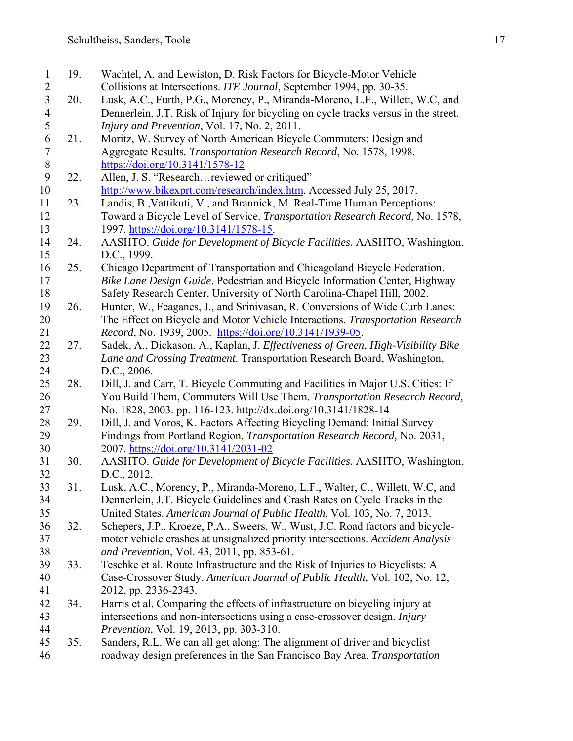19. Wachtel, A. and Lewiston, D. Risk Factors for Bicycle-Motor Vehicle Collisions at Intersections. *ITE Journal*, September 1994, pp. 30-35.
20. Lusk, A.C., Furth, P.G., Morency, P., Miranda-Moreno, L.F., Willett, W.C, and Dennerlein, J.T. Risk of Injury for bicycling on cycle tracks versus in the street. *Injury and Prevention*, Vol. 17, No. 2, 2011.
21. Moritz, W. Survey of North American Bicycle Commuters: Design and Aggregate Results. *Transportation Research Record*, No. 1578, 1998. https://doi.org/10.3141/1578-12
22. Allen, J. S. "Research…reviewed or critiqued" http://www.bikexprt.com/research/index.htm, Accessed July 25, 2017.
23. Landis, B.,Vattikuti, V., and Brannick, M. Real-Time Human Perceptions: Toward a Bicycle Level of Service. *Transportation Research Record*, No. 1578, 1997. https://doi.org/10.3141/1578-15.
24. AASHTO. *Guide for Development of Bicycle Facilities.* AASHTO, Washington, D.C., 1999.
25. Chicago Department of Transportation and Chicagoland Bicycle Federation. *Bike Lane Design Guide*. Pedestrian and Bicycle Information Center, Highway Safety Research Center, University of North Carolina-Chapel Hill, 2002.
26. Hunter, W., Feaganes, J., and Srinivasan, R. Conversions of Wide Curb Lanes: The Effect on Bicycle and Motor Vehicle Interactions. *Transportation Research Record*, No. 1939, 2005. https://doi.org/10.3141/1939-05.
27. Sadek, A., Dickason, A., Kaplan, J. *Effectiveness of Green, High-Visibility Bike Lane and Crossing Treatment*. Transportation Research Board, Washington, D.C., 2006.
28. Dill, J. and Carr, T. Bicycle Commuting and Facilities in Major U.S. Cities: If You Build Them, Commuters Will Use Them. *Transportation Research Record,* No. 1828, 2003. pp. 116-123. http://dx.doi.org/10.3141/1828-14
29. Dill, J. and Voros, K. Factors Affecting Bicycling Demand: Initial Survey Findings from Portland Region. *Transportation Research Record,* No. 2031, 2007. https://doi.org/10.3141/2031-02
30. AASHTO. *Guide for Development of Bicycle Facilities.* AASHTO, Washington, D.C., 2012.
31. Lusk, A.C., Morency, P., Miranda-Moreno, L.F., Walter, C., Willett, W.C, and Dennerlein, J.T. Bicycle Guidelines and Crash Rates on Cycle Tracks in the United States. *American Journal of Public Health*, Vol. 103, No. 7, 2013.
32. Schepers, J.P., Kroeze, P.A., Sweers, W., Wust, J.C. Road factors and bicycle-motor vehicle crashes at unsignalized priority intersections. *Accident Analysis and Prevention*, Vol. 43, 2011, pp. 853-61.
33. Teschke et al. Route Infrastructure and the Risk of Injuries to Bicyclists: A Case-Crossover Study. *American Journal of Public Health,* Vol. 102, No. 12, 2012, pp. 2336-2343.
34. Harris et al. Comparing the effects of infrastructure on bicycling injury at intersections and non-intersections using a case-crossover design. *Injury Prevention,* Vol. 19, 2013, pp. 303-310.
35. Sanders, R.L. We can all get along: The alignment of driver and bicyclist roadway design preferences in the San Francisco Bay Area. *Transportation*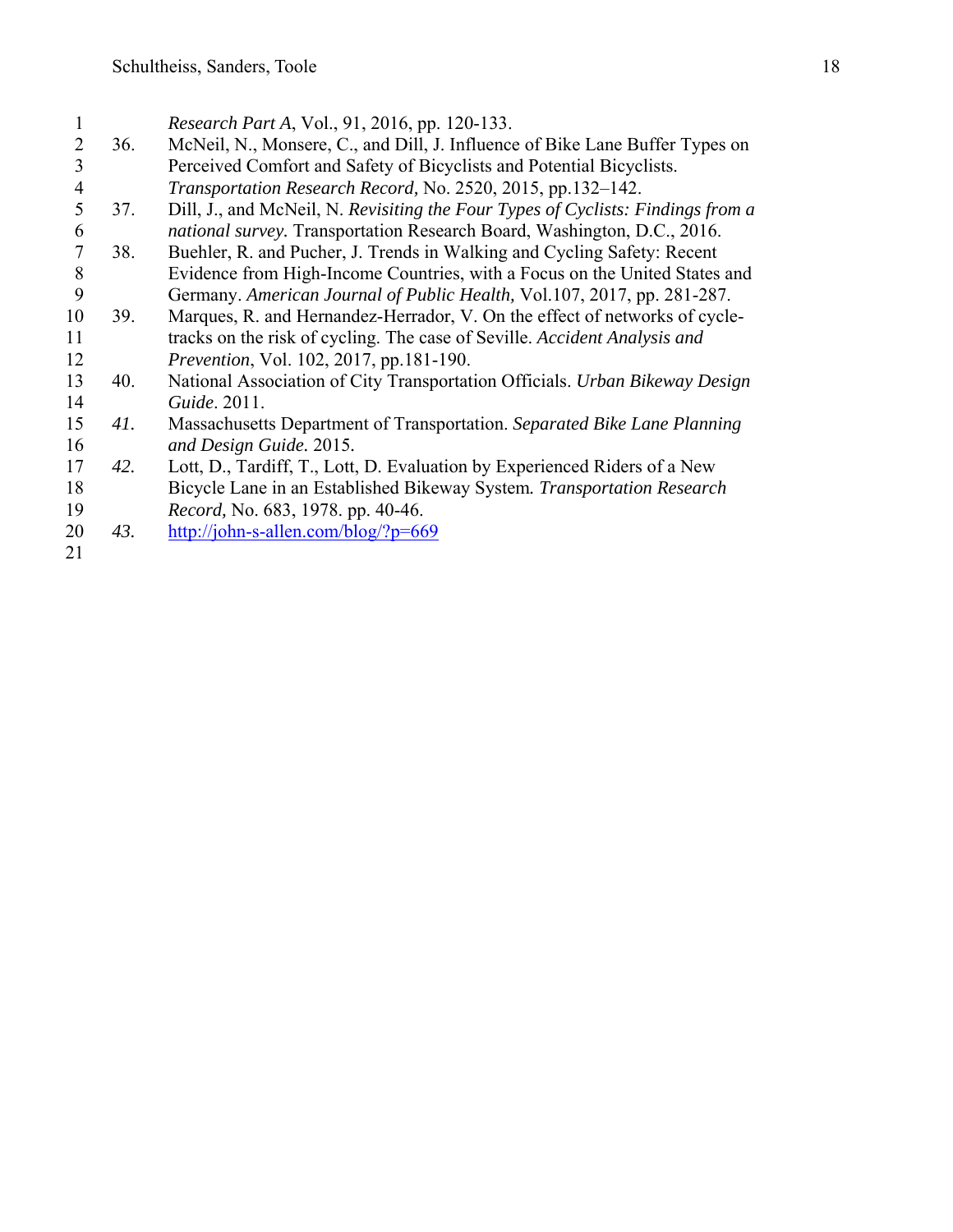*Research Part A*, Vol., 91, 2016, pp. 120-133.

36. McNeil, N., Monsere, C., and Dill, J. Influence of Bike Lane Buffer Types on Perceived Comfort and Safety of Bicyclists and Potential Bicyclists. *Transportation Research Record,* No. 2520, 2015, pp.132–142.
37. Dill, J., and McNeil, N. *Revisiting the Four Types of Cyclists: Findings from a national survey.* Transportation Research Board, Washington, D.C., 2016.
38. Buehler, R. and Pucher, J. Trends in Walking and Cycling Safety: Recent Evidence from High-Income Countries, with a Focus on the United States and Germany. *American Journal of Public Health,* Vol.107, 2017, pp. 281-287.
39. Marques, R. and Hernandez-Herrador, V. On the effect of networks of cycle-tracks on the risk of cycling. The case of Seville. *Accident Analysis and Prevention*, Vol. 102, 2017, pp.181-190.
40. National Association of City Transportation Officials. *Urban Bikeway Design Guide*. 2011.
41. Massachusetts Department of Transportation. *Separated Bike Lane Planning and Design Guide.* 2015.
42. Lott, D., Tardiff, T., Lott, D. Evaluation by Experienced Riders of a New Bicycle Lane in an Established Bikeway System*. Transportation Research Record,* No. 683, 1978. pp. 40-46.
43. http://john-s-allen.com/blog/?p=669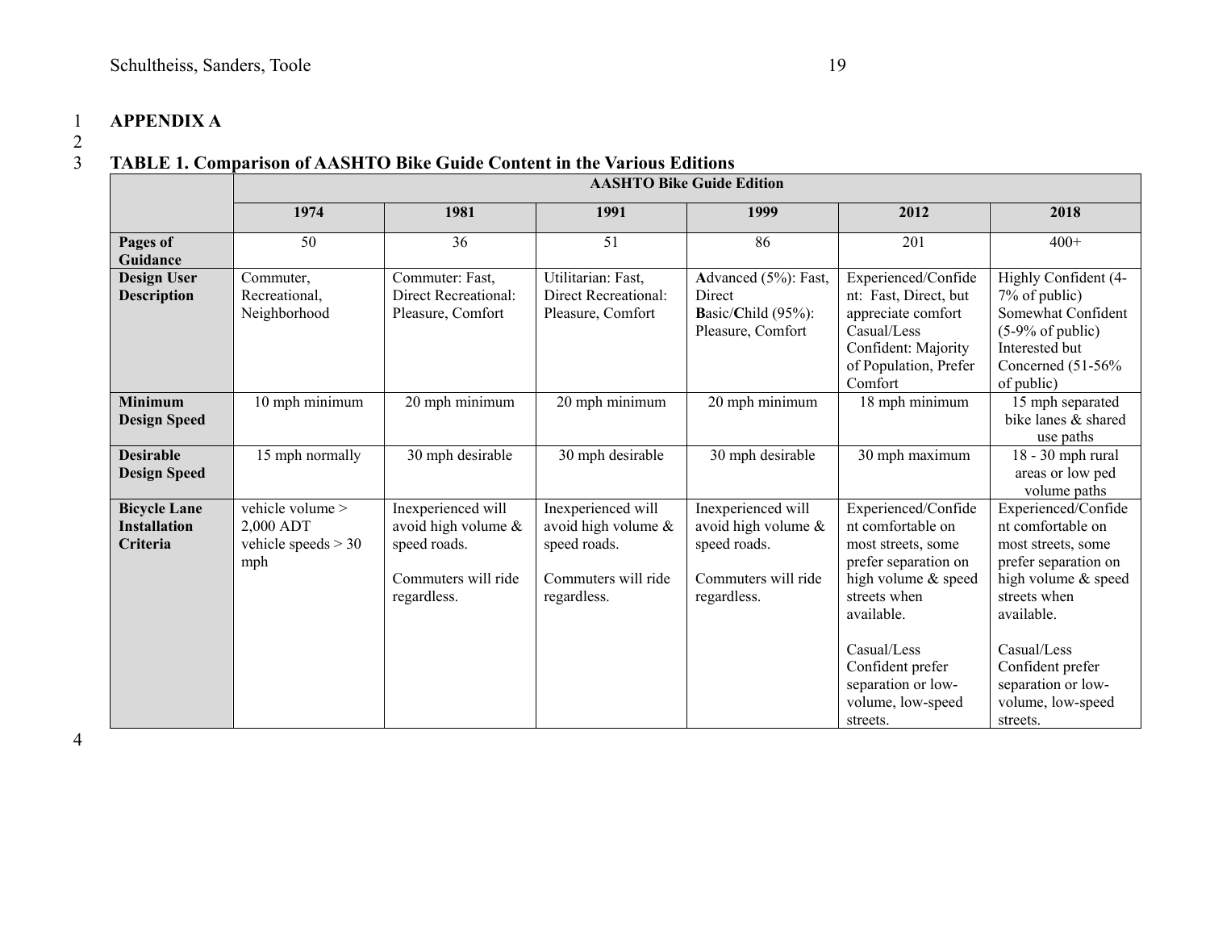# APPENDIX A

**TABLE 1. Comparison of AASHTO Bike Guide Content in the Various Editions**

| | AASHTO Bike Guide Edition | | | | | |
|---|---|---|---|---|---|---|
| | **1974** | **1981** | **1991** | **1999** | **2012** | **2018** |
| **Pages of Guidance** | 50 | 36 | 51 | 86 | 201 | 400+ |
| **Design User Description** | Commuter, Recreational, Neighborhood | Commuter: Fast, Direct Recreational: Pleasure, Comfort | Utilitarian: Fast, Direct Recreational: Pleasure, Comfort | **A**dvanced (5%): Fast, Direct **B**asic/**C**hild (95%): Pleasure, Comfort | Experienced/Confident: Fast, Direct, but appreciate comfort Casual/Less Confident: Majority of Population, Prefer Comfort | Highly Confident (4-7% of public) Somewhat Confident (5-9% of public) Interested but Concerned (51-56% of public) |
| **Minimum Design Speed** | 10 mph minimum | 20 mph minimum | 20 mph minimum | 20 mph minimum | 18 mph minimum | 15 mph separated bike lanes & shared use paths |
| **Desirable Design Speed** | 15 mph normally | 30 mph desirable | 30 mph desirable | 30 mph desirable | 30 mph maximum | 18 - 30 mph rural areas or low ped volume paths |
| **Bicycle Lane Installation Criteria** | vehicle volume > 2,000 ADT vehicle speeds > 30 mph | Inexperienced will avoid high volume & speed roads. Commuters will ride regardless. | Inexperienced will avoid high volume & speed roads. Commuters will ride regardless. | Inexperienced will avoid high volume & speed roads. Commuters will ride regardless. | Experienced/Confident comfortable on most streets, some prefer separation on high volume & speed streets when available. Casual/Less Confident prefer separation or low-volume, low-speed streets. | Experienced/Confident comfortable on most streets, some prefer separation on high volume & speed streets when available. Casual/Less Confident prefer separation or low-volume, low-speed streets. |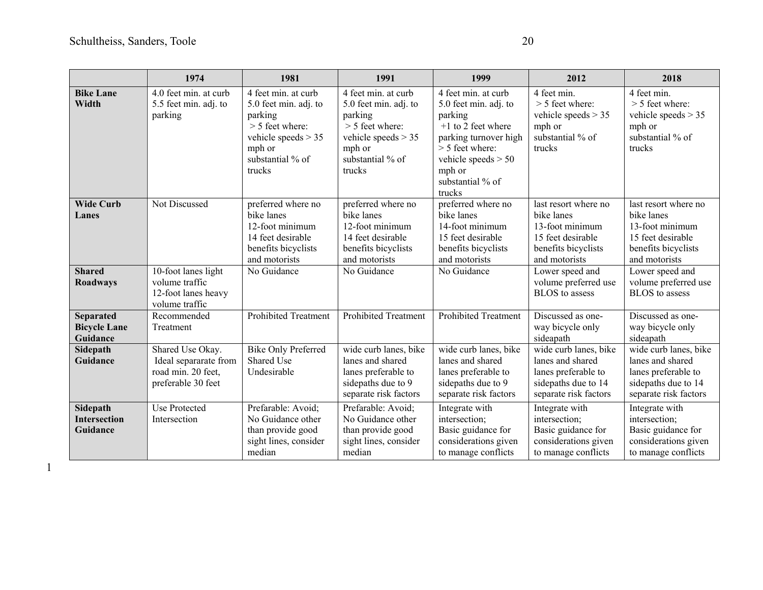| | 1974 | 1981 | 1991 | 1999 | 2012 | 2018 |
|---|---|---|---|---|---|---|
| **Bike Lane Width** | 4.0 feet min. at curb 5.5 feet min. adj. to parking | 4 feet min. at curb 5.0 feet min. adj. to parking > 5 feet where: vehicle speeds > 35 mph or substantial % of trucks | 4 feet min. at curb 5.0 feet min. adj. to parking > 5 feet where: vehicle speeds > 35 mph or substantial % of trucks | 4 feet min. at curb 5.0 feet min. adj. to parking +1 to 2 feet where parking turnover high > 5 feet where: vehicle speeds > 50 mph or substantial % of trucks | 4 feet min. > 5 feet where: vehicle speeds > 35 mph or substantial % of trucks | 4 feet min. > 5 feet where: vehicle speeds > 35 mph or substantial % of trucks |
| **Wide Curb Lanes** | Not Discussed | preferred where no bike lanes 12-foot minimum 14 feet desirable benefits bicyclists and motorists | preferred where no bike lanes 12-foot minimum 14 feet desirable benefits bicyclists and motorists | preferred where no bike lanes 14-foot minimum 15 feet desirable benefits bicyclists and motorists | last resort where no bike lanes 13-foot minimum 15 feet desirable benefits bicyclists and motorists | last resort where no bike lanes 13-foot minimum 15 feet desirable benefits bicyclists and motorists |
| **Shared Roadways** | 10-foot lanes light volume traffic 12-foot lanes heavy volume traffic | No Guidance | No Guidance | No Guidance | Lower speed and volume preferred use BLOS to assess | Lower speed and volume preferred use BLOS to assess |
| **Separated Bicycle Lane Guidance** | Recommended Treatment | Prohibited Treatment | Prohibited Treatment | Prohibited Treatment | Discussed as one-way bicycle only sideapath | Discussed as one-way bicycle only sideapath |
| **Sidepath Guidance** | Shared Use Okay. Ideal separarate from road min. 20 feet, preferable 30 feet | Bike Only Preferred Shared Use Undesirable | wide curb lanes, bike lanes and shared lanes preferable to sidepaths due to 9 separate risk factors | wide curb lanes, bike lanes and shared lanes preferable to sidepaths due to 9 separate risk factors | wide curb lanes, bike lanes and shared lanes preferable to sidepaths due to 14 separate risk factors | wide curb lanes, bike lanes and shared lanes preferable to sidepaths due to 14 separate risk factors |
| **Sidepath Intersection Guidance** | Use Protected Intersection | Prefarable: Avoid; No Guidance other than provide good sight lines, consider median | Prefarable: Avoid; No Guidance other than provide good sight lines, consider median | Integrate with intersection; Basic guidance for considerations given to manage conflicts | Integrate with intersection; Basic guidance for considerations given to manage conflicts | Integrate with intersection; Basic guidance for considerations given to manage conflicts |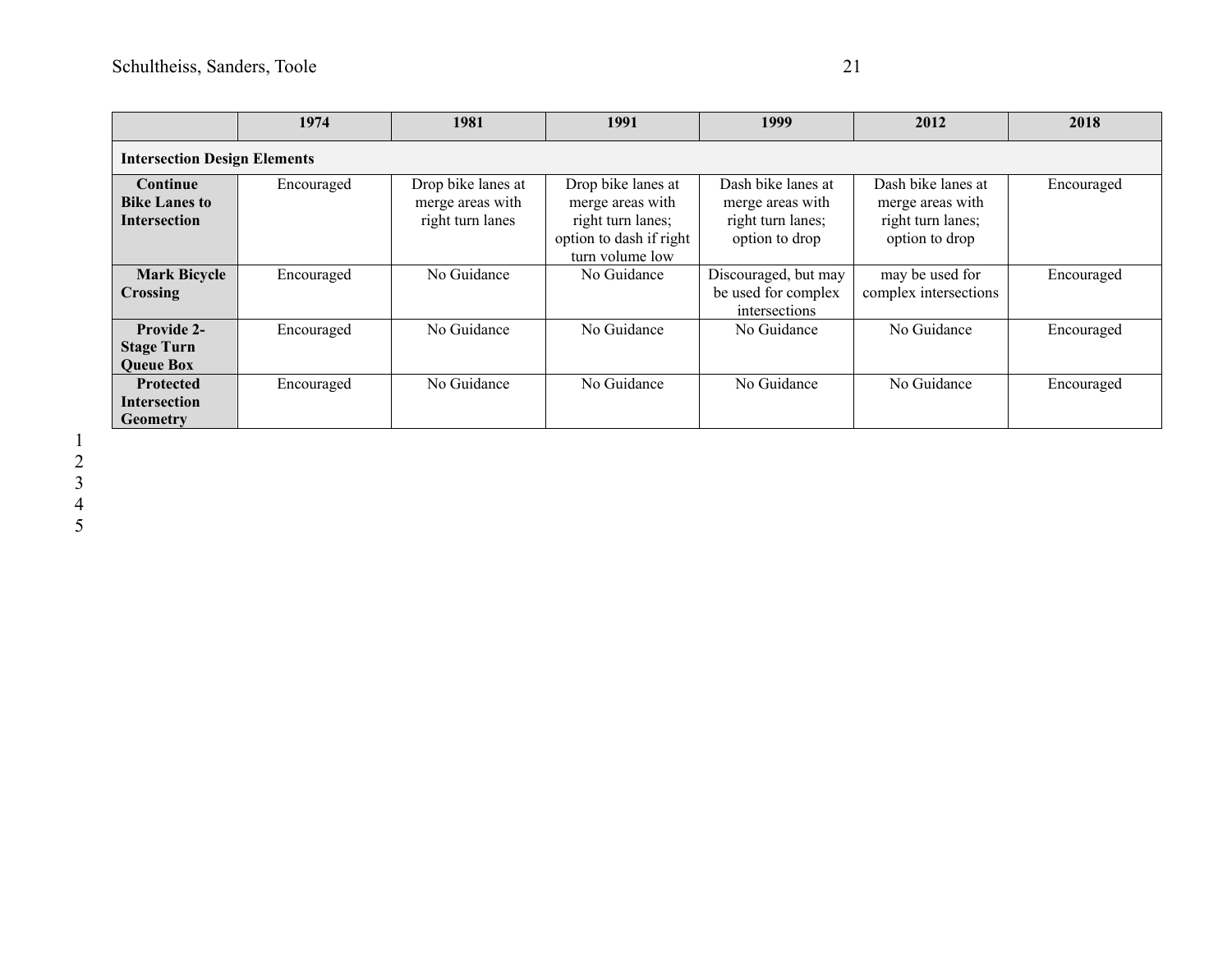| | 1974 | 1981 | 1991 | 1999 | 2012 | 2018 |
|---|---|---|---|---|---|---|
| **Intersection Design Elements** | | | | | | |
| **Continue Bike Lanes to Intersection** | Encouraged | Drop bike lanes at merge areas with right turn lanes | Drop bike lanes at merge areas with right turn lanes; option to dash if right turn volume low | Dash bike lanes at merge areas with right turn lanes; option to drop | Dash bike lanes at merge areas with right turn lanes; option to drop | Encouraged |
| **Mark Bicycle Crossing** | Encouraged | No Guidance | No Guidance | Discouraged, but may be used for complex intersections | may be used for complex intersections | Encouraged |
| **Provide 2-Stage Turn Queue Box** | Encouraged | No Guidance | No Guidance | No Guidance | No Guidance | Encouraged |
| **Protected Intersection Geometry** | Encouraged | No Guidance | No Guidance | No Guidance | No Guidance | Encouraged |